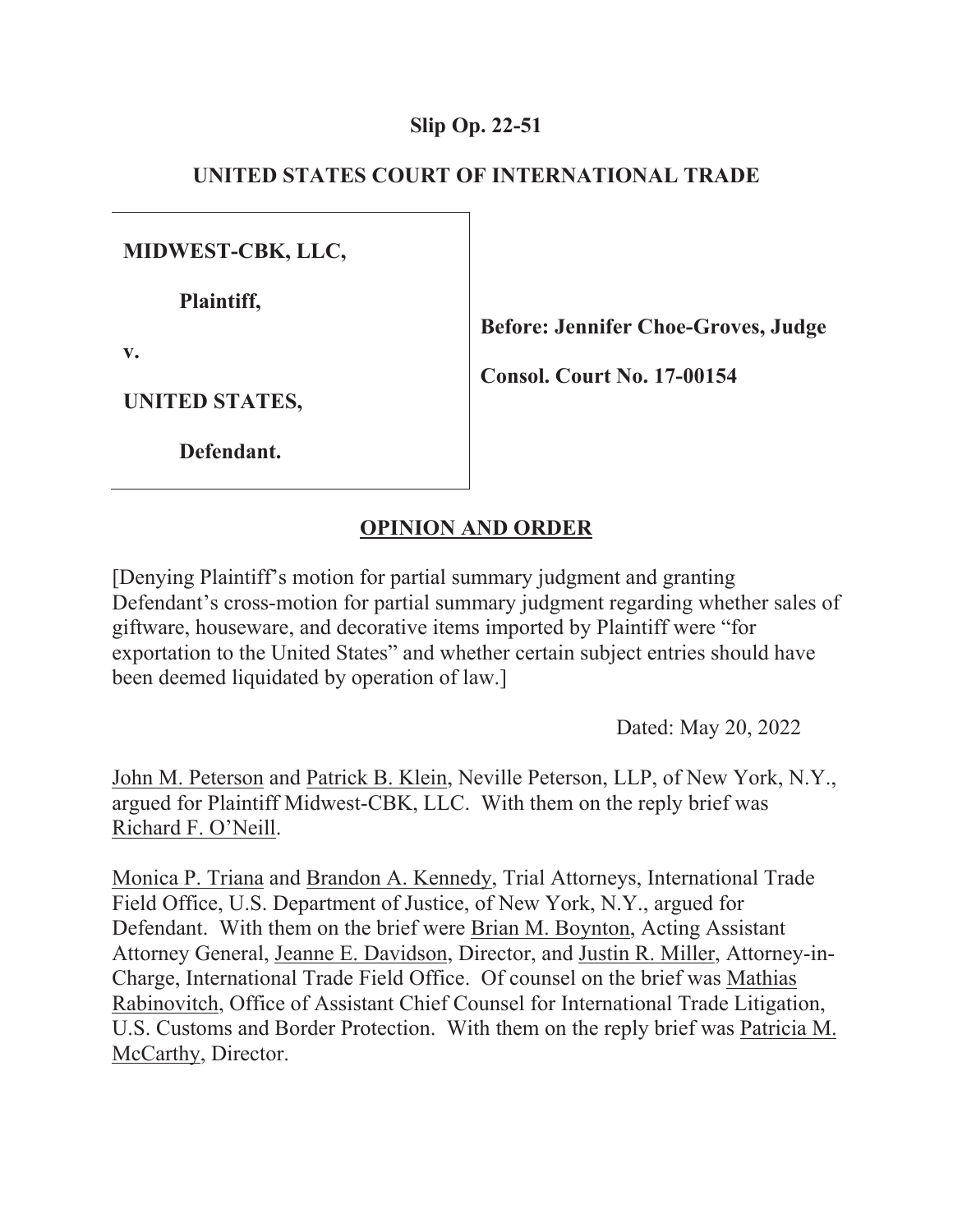**Slip Op. 22-51**

**UNITED STATES COURT OF INTERNATIONAL TRADE**

**MIDWEST-CBK, LLC,**

**Plaintiff,**

**v.**

**UNITED STATES,**

**Defendant.**

**Before: Jennifer Choe-Groves, Judge**

**Consol. Court No. 17-00154**

**OPINION AND ORDER**

[Denying Plaintiff's motion for partial summary judgment and granting Defendant's cross-motion for partial summary judgment regarding whether sales of giftware, houseware, and decorative items imported by Plaintiff were "for exportation to the United States" and whether certain subject entries should have been deemed liquidated by operation of law.]

Dated: May 20, 2022

John M. Peterson and Patrick B. Klein, Neville Peterson, LLP, of New York, N.Y., argued for Plaintiff Midwest-CBK, LLC. With them on the reply brief was Richard F. O'Neill.

Monica P. Triana and Brandon A. Kennedy, Trial Attorneys, International Trade Field Office, U.S. Department of Justice, of New York, N.Y., argued for Defendant. With them on the brief were Brian M. Boynton, Acting Assistant Attorney General, Jeanne E. Davidson, Director, and Justin R. Miller, Attorney-in-Charge, International Trade Field Office. Of counsel on the brief was Mathias Rabinovitch, Office of Assistant Chief Counsel for International Trade Litigation, U.S. Customs and Border Protection. With them on the reply brief was Patricia M. McCarthy, Director.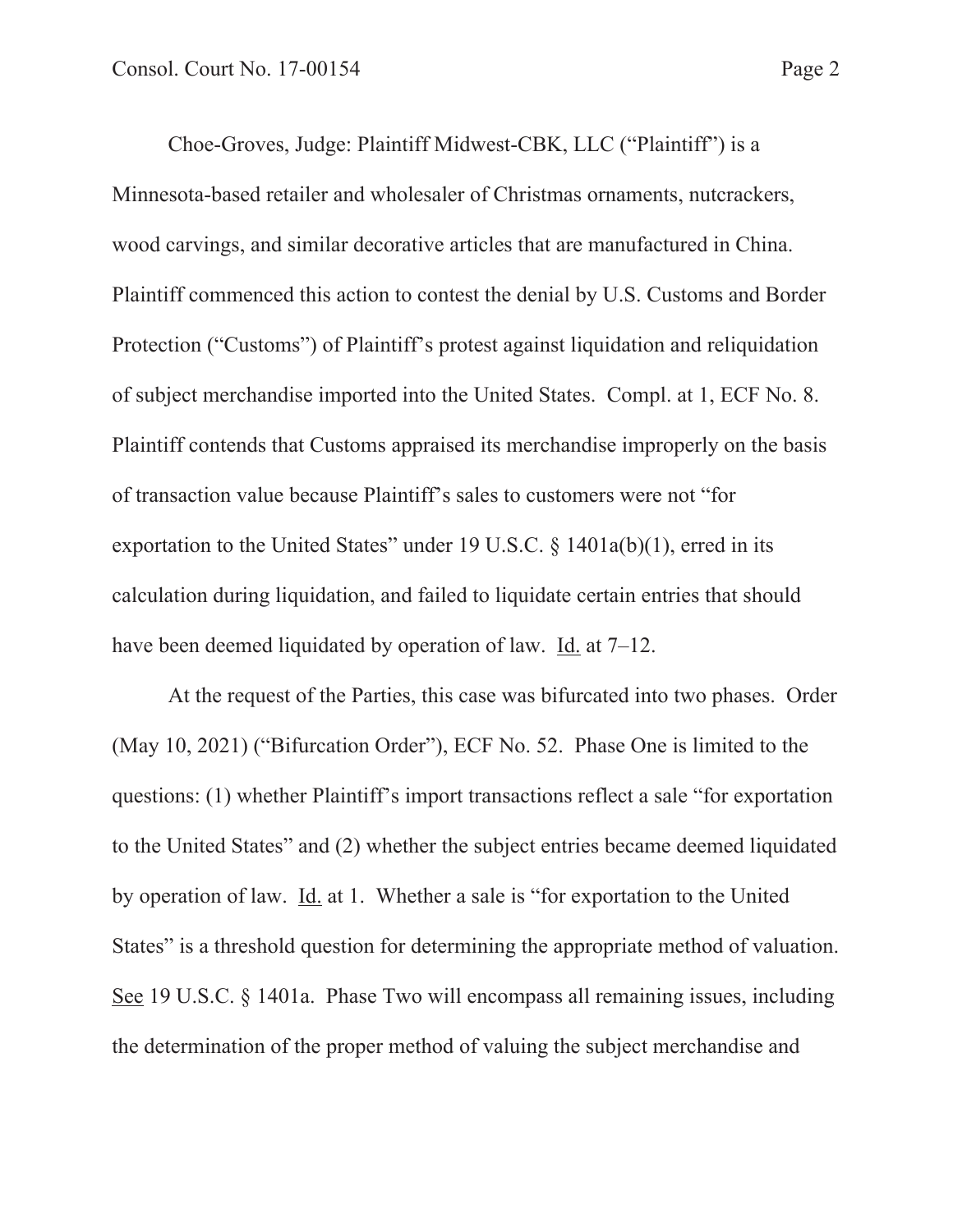Choe-Groves, Judge: Plaintiff Midwest-CBK, LLC ("Plaintiff") is a Minnesota-based retailer and wholesaler of Christmas ornaments, nutcrackers, wood carvings, and similar decorative articles that are manufactured in China. Plaintiff commenced this action to contest the denial by U.S. Customs and Border Protection ("Customs") of Plaintiff's protest against liquidation and reliquidation of subject merchandise imported into the United States. Compl. at 1, ECF No. 8. Plaintiff contends that Customs appraised its merchandise improperly on the basis of transaction value because Plaintiff's sales to customers were not "for exportation to the United States" under 19 U.S.C. § 1401a(b)(1), erred in its calculation during liquidation, and failed to liquidate certain entries that should have been deemed liquidated by operation of law. Id. at 7–12.

At the request of the Parties, this case was bifurcated into two phases. Order (May 10, 2021) ("Bifurcation Order"), ECF No. 52. Phase One is limited to the questions: (1) whether Plaintiff's import transactions reflect a sale "for exportation to the United States" and (2) whether the subject entries became deemed liquidated by operation of law. Id. at 1. Whether a sale is "for exportation to the United States" is a threshold question for determining the appropriate method of valuation. See 19 U.S.C. § 1401a. Phase Two will encompass all remaining issues, including the determination of the proper method of valuing the subject merchandise and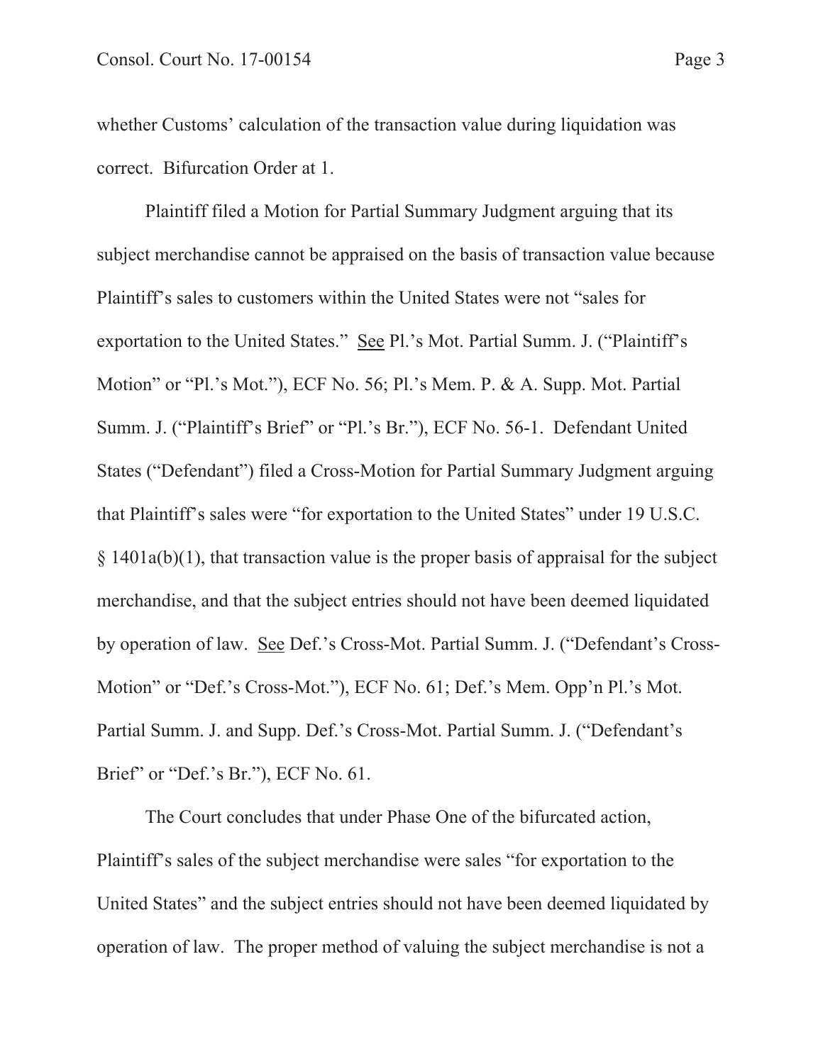whether Customs' calculation of the transaction value during liquidation was correct. Bifurcation Order at 1.

Plaintiff filed a Motion for Partial Summary Judgment arguing that its subject merchandise cannot be appraised on the basis of transaction value because Plaintiff's sales to customers within the United States were not "sales for exportation to the United States." See Pl.'s Mot. Partial Summ. J. ("Plaintiff's Motion" or "Pl.'s Mot."), ECF No. 56; Pl.'s Mem. P. & A. Supp. Mot. Partial Summ. J. ("Plaintiff's Brief" or "Pl.'s Br."), ECF No. 56-1. Defendant United States ("Defendant") filed a Cross-Motion for Partial Summary Judgment arguing that Plaintiff's sales were "for exportation to the United States" under 19 U.S.C. § 1401a(b)(1), that transaction value is the proper basis of appraisal for the subject merchandise, and that the subject entries should not have been deemed liquidated by operation of law. See Def.'s Cross-Mot. Partial Summ. J. ("Defendant's Cross-Motion" or "Def.'s Cross-Mot."), ECF No. 61; Def.'s Mem. Opp'n Pl.'s Mot. Partial Summ. J. and Supp. Def.'s Cross-Mot. Partial Summ. J. ("Defendant's Brief" or "Def.'s Br."), ECF No. 61.

The Court concludes that under Phase One of the bifurcated action, Plaintiff's sales of the subject merchandise were sales "for exportation to the United States" and the subject entries should not have been deemed liquidated by operation of law. The proper method of valuing the subject merchandise is not a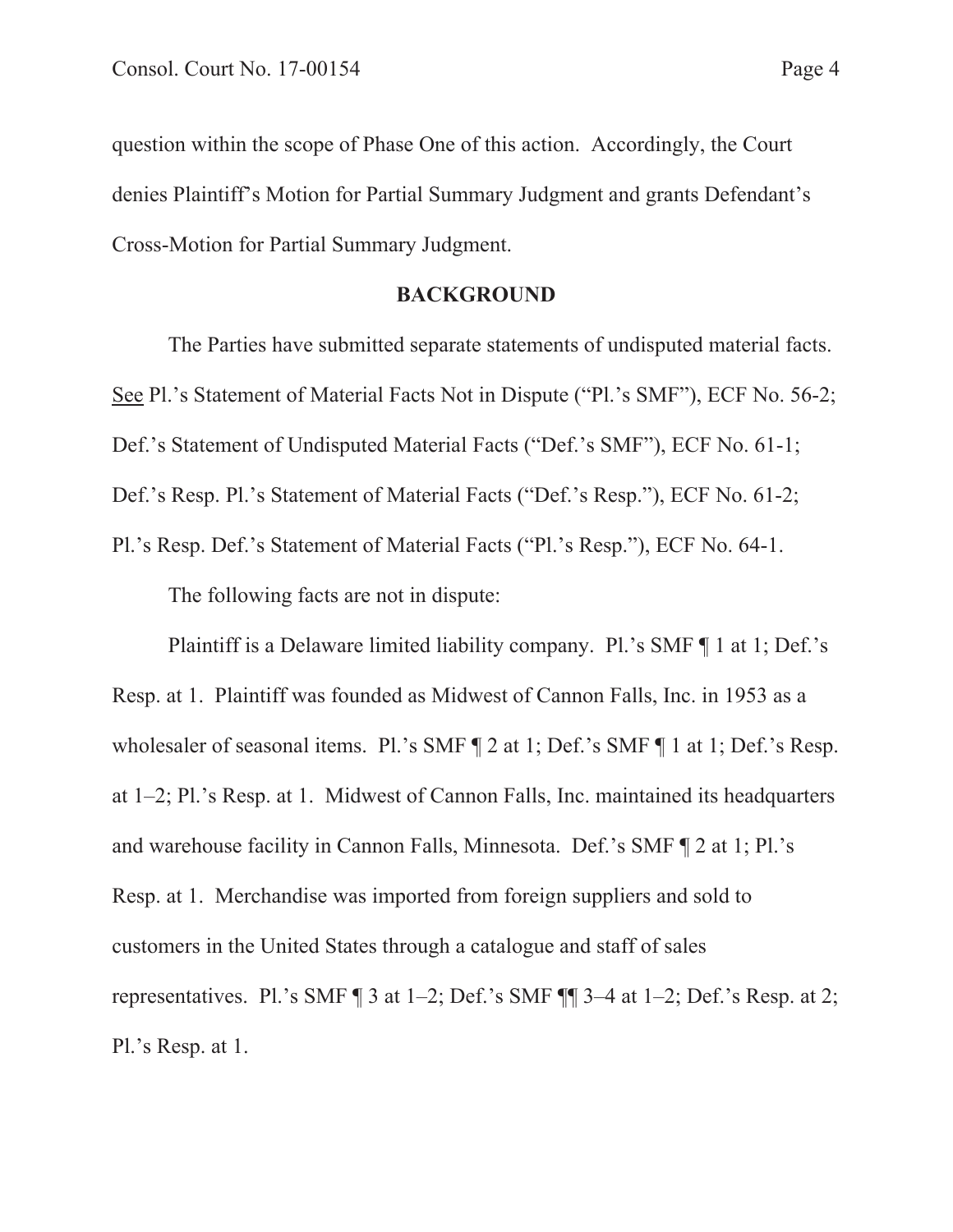question within the scope of Phase One of this action. Accordingly, the Court denies Plaintiff's Motion for Partial Summary Judgment and grants Defendant's Cross-Motion for Partial Summary Judgment.

## BACKGROUND

The Parties have submitted separate statements of undisputed material facts. See Pl.'s Statement of Material Facts Not in Dispute ("Pl.'s SMF"), ECF No. 56-2; Def.'s Statement of Undisputed Material Facts ("Def.'s SMF"), ECF No. 61-1; Def.'s Resp. Pl.'s Statement of Material Facts ("Def.'s Resp."), ECF No. 61-2; Pl.'s Resp. Def.'s Statement of Material Facts ("Pl.'s Resp."), ECF No. 64-1.

The following facts are not in dispute:

Plaintiff is a Delaware limited liability company. Pl.'s SMF ¶ 1 at 1; Def.'s Resp. at 1. Plaintiff was founded as Midwest of Cannon Falls, Inc. in 1953 as a wholesaler of seasonal items. Pl.'s SMF ¶ 2 at 1; Def.'s SMF ¶ 1 at 1; Def.'s Resp. at 1–2; Pl.'s Resp. at 1. Midwest of Cannon Falls, Inc. maintained its headquarters and warehouse facility in Cannon Falls, Minnesota. Def.'s SMF ¶ 2 at 1; Pl.'s Resp. at 1. Merchandise was imported from foreign suppliers and sold to customers in the United States through a catalogue and staff of sales representatives. Pl.'s SMF ¶ 3 at 1–2; Def.'s SMF ¶¶ 3–4 at 1–2; Def.'s Resp. at 2; Pl.'s Resp. at 1.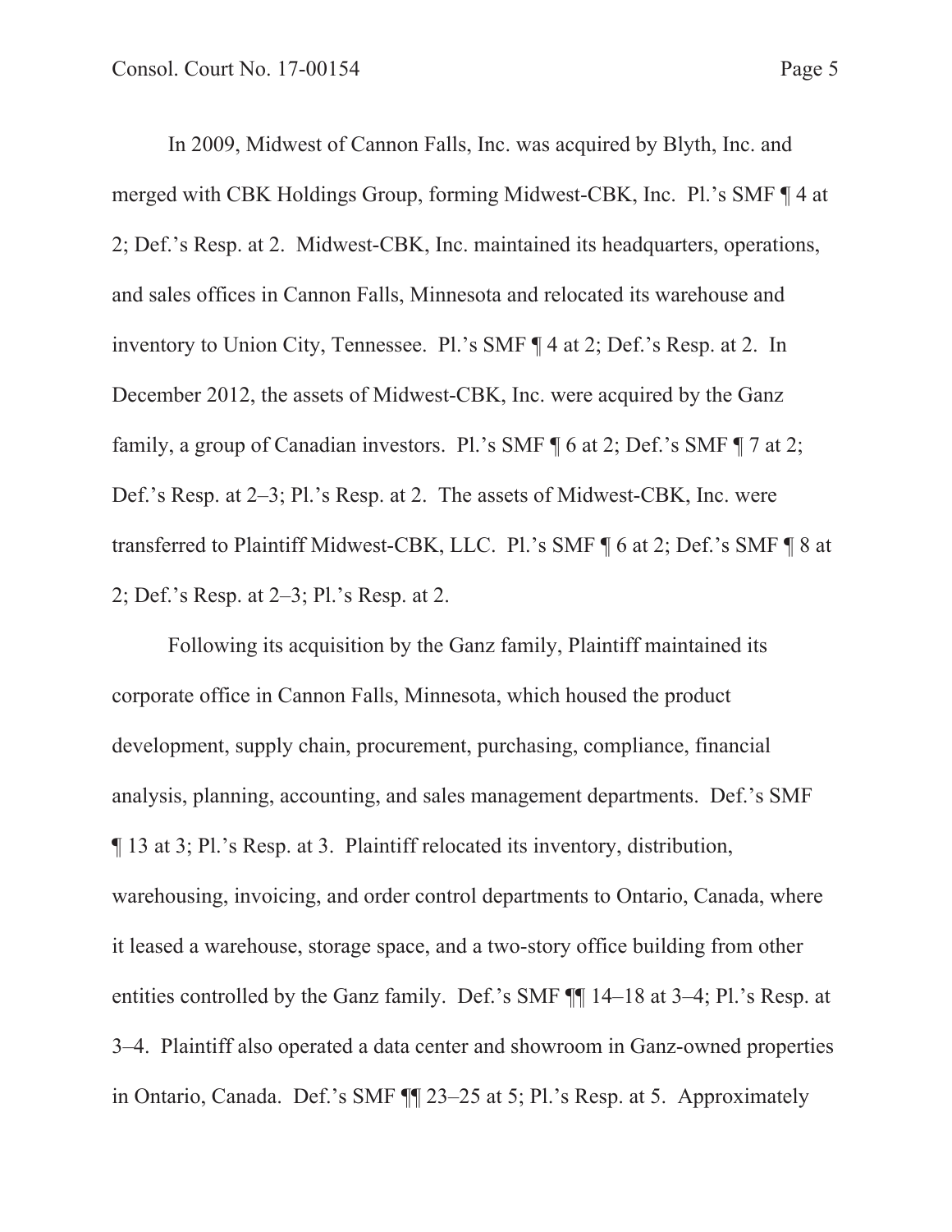In 2009, Midwest of Cannon Falls, Inc. was acquired by Blyth, Inc. and merged with CBK Holdings Group, forming Midwest-CBK, Inc. Pl.'s SMF ¶ 4 at 2; Def.'s Resp. at 2. Midwest-CBK, Inc. maintained its headquarters, operations, and sales offices in Cannon Falls, Minnesota and relocated its warehouse and inventory to Union City, Tennessee. Pl.'s SMF ¶ 4 at 2; Def.'s Resp. at 2. In December 2012, the assets of Midwest-CBK, Inc. were acquired by the Ganz family, a group of Canadian investors. Pl.'s SMF ¶ 6 at 2; Def.'s SMF ¶ 7 at 2; Def.'s Resp. at 2–3; Pl.'s Resp. at 2. The assets of Midwest-CBK, Inc. were transferred to Plaintiff Midwest-CBK, LLC. Pl.'s SMF ¶ 6 at 2; Def.'s SMF ¶ 8 at 2; Def.'s Resp. at 2–3; Pl.'s Resp. at 2.

Following its acquisition by the Ganz family, Plaintiff maintained its corporate office in Cannon Falls, Minnesota, which housed the product development, supply chain, procurement, purchasing, compliance, financial analysis, planning, accounting, and sales management departments. Def.'s SMF ¶ 13 at 3; Pl.'s Resp. at 3. Plaintiff relocated its inventory, distribution, warehousing, invoicing, and order control departments to Ontario, Canada, where it leased a warehouse, storage space, and a two-story office building from other entities controlled by the Ganz family. Def.'s SMF ¶¶ 14–18 at 3–4; Pl.'s Resp. at 3–4. Plaintiff also operated a data center and showroom in Ganz-owned properties in Ontario, Canada. Def.'s SMF ¶¶ 23–25 at 5; Pl.'s Resp. at 5. Approximately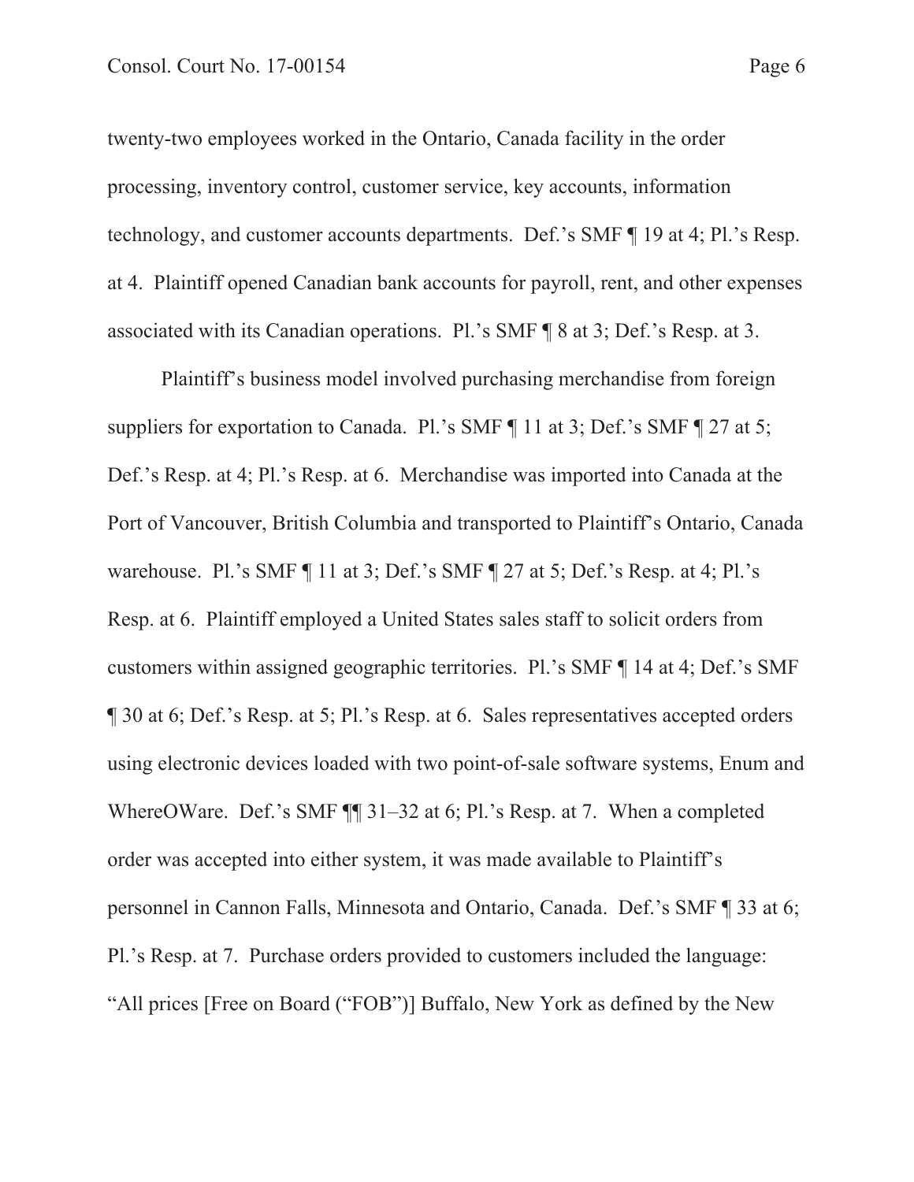twenty-two employees worked in the Ontario, Canada facility in the order processing, inventory control, customer service, key accounts, information technology, and customer accounts departments. Def.'s SMF ¶ 19 at 4; Pl.'s Resp. at 4. Plaintiff opened Canadian bank accounts for payroll, rent, and other expenses associated with its Canadian operations. Pl.'s SMF ¶ 8 at 3; Def.'s Resp. at 3.

Plaintiff's business model involved purchasing merchandise from foreign suppliers for exportation to Canada. Pl.'s SMF ¶ 11 at 3; Def.'s SMF ¶ 27 at 5; Def.'s Resp. at 4; Pl.'s Resp. at 6. Merchandise was imported into Canada at the Port of Vancouver, British Columbia and transported to Plaintiff's Ontario, Canada warehouse. Pl.'s SMF ¶ 11 at 3; Def.'s SMF ¶ 27 at 5; Def.'s Resp. at 4; Pl.'s Resp. at 6. Plaintiff employed a United States sales staff to solicit orders from customers within assigned geographic territories. Pl.'s SMF ¶ 14 at 4; Def.'s SMF ¶ 30 at 6; Def.'s Resp. at 5; Pl.'s Resp. at 6. Sales representatives accepted orders using electronic devices loaded with two point-of-sale software systems, Enum and WhereOWare. Def.'s SMF ¶¶ 31–32 at 6; Pl.'s Resp. at 7. When a completed order was accepted into either system, it was made available to Plaintiff's personnel in Cannon Falls, Minnesota and Ontario, Canada. Def.'s SMF ¶ 33 at 6; Pl.'s Resp. at 7. Purchase orders provided to customers included the language: "All prices [Free on Board ("FOB")] Buffalo, New York as defined by the New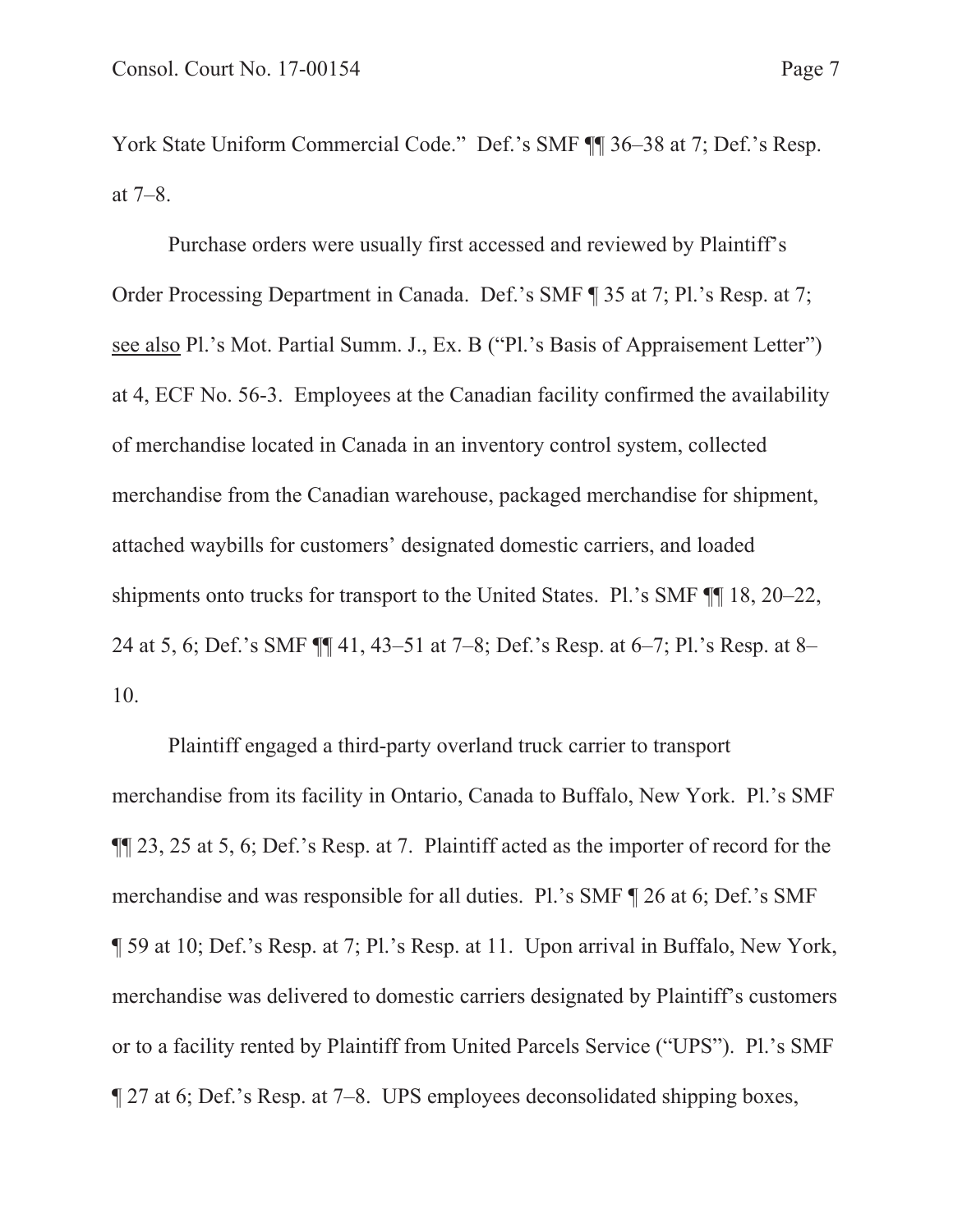York State Uniform Commercial Code." Def.'s SMF ¶¶ 36–38 at 7; Def.'s Resp. at 7–8.

Purchase orders were usually first accessed and reviewed by Plaintiff's Order Processing Department in Canada. Def.'s SMF ¶ 35 at 7; Pl.'s Resp. at 7; see also Pl.'s Mot. Partial Summ. J., Ex. B ("Pl.'s Basis of Appraisement Letter") at 4, ECF No. 56-3. Employees at the Canadian facility confirmed the availability of merchandise located in Canada in an inventory control system, collected merchandise from the Canadian warehouse, packaged merchandise for shipment, attached waybills for customers' designated domestic carriers, and loaded shipments onto trucks for transport to the United States. Pl.'s SMF ¶¶ 18, 20–22, 24 at 5, 6; Def.'s SMF ¶¶ 41, 43–51 at 7–8; Def.'s Resp. at 6–7; Pl.'s Resp. at 8–10.

Plaintiff engaged a third-party overland truck carrier to transport merchandise from its facility in Ontario, Canada to Buffalo, New York. Pl.'s SMF ¶¶ 23, 25 at 5, 6; Def.'s Resp. at 7. Plaintiff acted as the importer of record for the merchandise and was responsible for all duties. Pl.'s SMF ¶ 26 at 6; Def.'s SMF ¶ 59 at 10; Def.'s Resp. at 7; Pl.'s Resp. at 11. Upon arrival in Buffalo, New York, merchandise was delivered to domestic carriers designated by Plaintiff's customers or to a facility rented by Plaintiff from United Parcels Service ("UPS"). Pl.'s SMF ¶ 27 at 6; Def.'s Resp. at 7–8. UPS employees deconsolidated shipping boxes,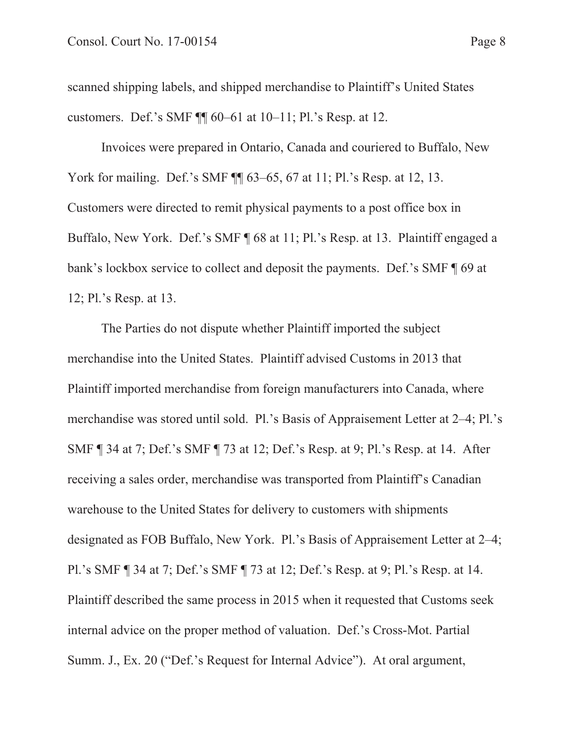scanned shipping labels, and shipped merchandise to Plaintiff's United States customers. Def.'s SMF ¶¶ 60–61 at 10–11; Pl.'s Resp. at 12.

Invoices were prepared in Ontario, Canada and couriered to Buffalo, New York for mailing. Def.'s SMF ¶¶ 63–65, 67 at 11; Pl.'s Resp. at 12, 13. Customers were directed to remit physical payments to a post office box in Buffalo, New York. Def.'s SMF ¶ 68 at 11; Pl.'s Resp. at 13. Plaintiff engaged a bank's lockbox service to collect and deposit the payments. Def.'s SMF ¶ 69 at 12; Pl.'s Resp. at 13.

The Parties do not dispute whether Plaintiff imported the subject merchandise into the United States. Plaintiff advised Customs in 2013 that Plaintiff imported merchandise from foreign manufacturers into Canada, where merchandise was stored until sold. Pl.'s Basis of Appraisement Letter at 2–4; Pl.'s SMF ¶ 34 at 7; Def.'s SMF ¶ 73 at 12; Def.'s Resp. at 9; Pl.'s Resp. at 14. After receiving a sales order, merchandise was transported from Plaintiff's Canadian warehouse to the United States for delivery to customers with shipments designated as FOB Buffalo, New York. Pl.'s Basis of Appraisement Letter at 2–4; Pl.'s SMF ¶ 34 at 7; Def.'s SMF ¶ 73 at 12; Def.'s Resp. at 9; Pl.'s Resp. at 14. Plaintiff described the same process in 2015 when it requested that Customs seek internal advice on the proper method of valuation. Def.'s Cross-Mot. Partial Summ. J., Ex. 20 ("Def.'s Request for Internal Advice"). At oral argument,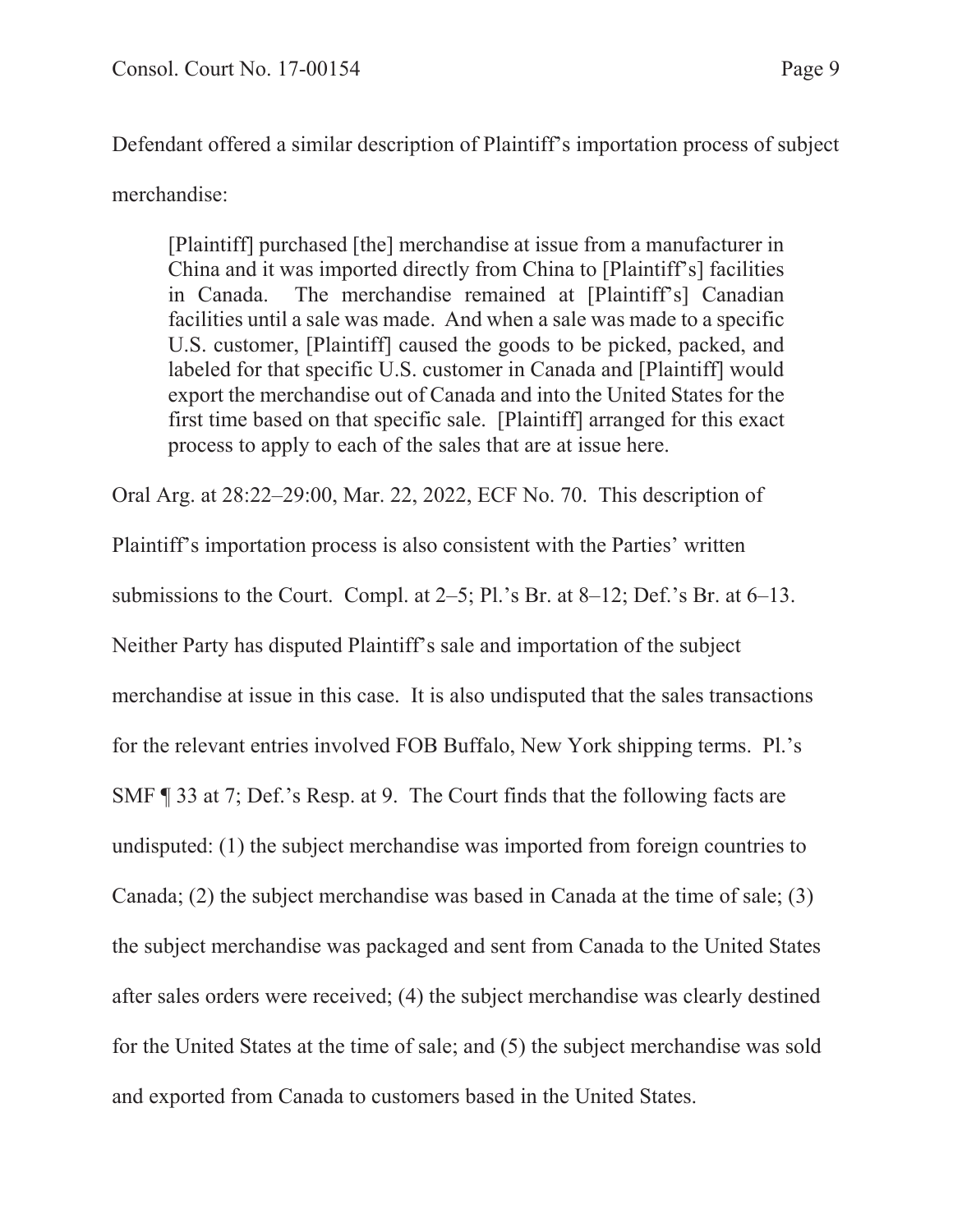Defendant offered a similar description of Plaintiff's importation process of subject merchandise:

> [Plaintiff] purchased [the] merchandise at issue from a manufacturer in China and it was imported directly from China to [Plaintiff's] facilities in Canada. The merchandise remained at [Plaintiff's] Canadian facilities until a sale was made. And when a sale was made to a specific U.S. customer, [Plaintiff] caused the goods to be picked, packed, and labeled for that specific U.S. customer in Canada and [Plaintiff] would export the merchandise out of Canada and into the United States for the first time based on that specific sale. [Plaintiff] arranged for this exact process to apply to each of the sales that are at issue here.

Oral Arg. at 28:22–29:00, Mar. 22, 2022, ECF No. 70. This description of Plaintiff's importation process is also consistent with the Parties' written submissions to the Court. Compl. at 2–5; Pl.'s Br. at 8–12; Def.'s Br. at 6–13. Neither Party has disputed Plaintiff's sale and importation of the subject merchandise at issue in this case. It is also undisputed that the sales transactions for the relevant entries involved FOB Buffalo, New York shipping terms. Pl.'s SMF ¶ 33 at 7; Def.'s Resp. at 9. The Court finds that the following facts are undisputed: (1) the subject merchandise was imported from foreign countries to Canada; (2) the subject merchandise was based in Canada at the time of sale; (3) the subject merchandise was packaged and sent from Canada to the United States after sales orders were received; (4) the subject merchandise was clearly destined for the United States at the time of sale; and (5) the subject merchandise was sold and exported from Canada to customers based in the United States.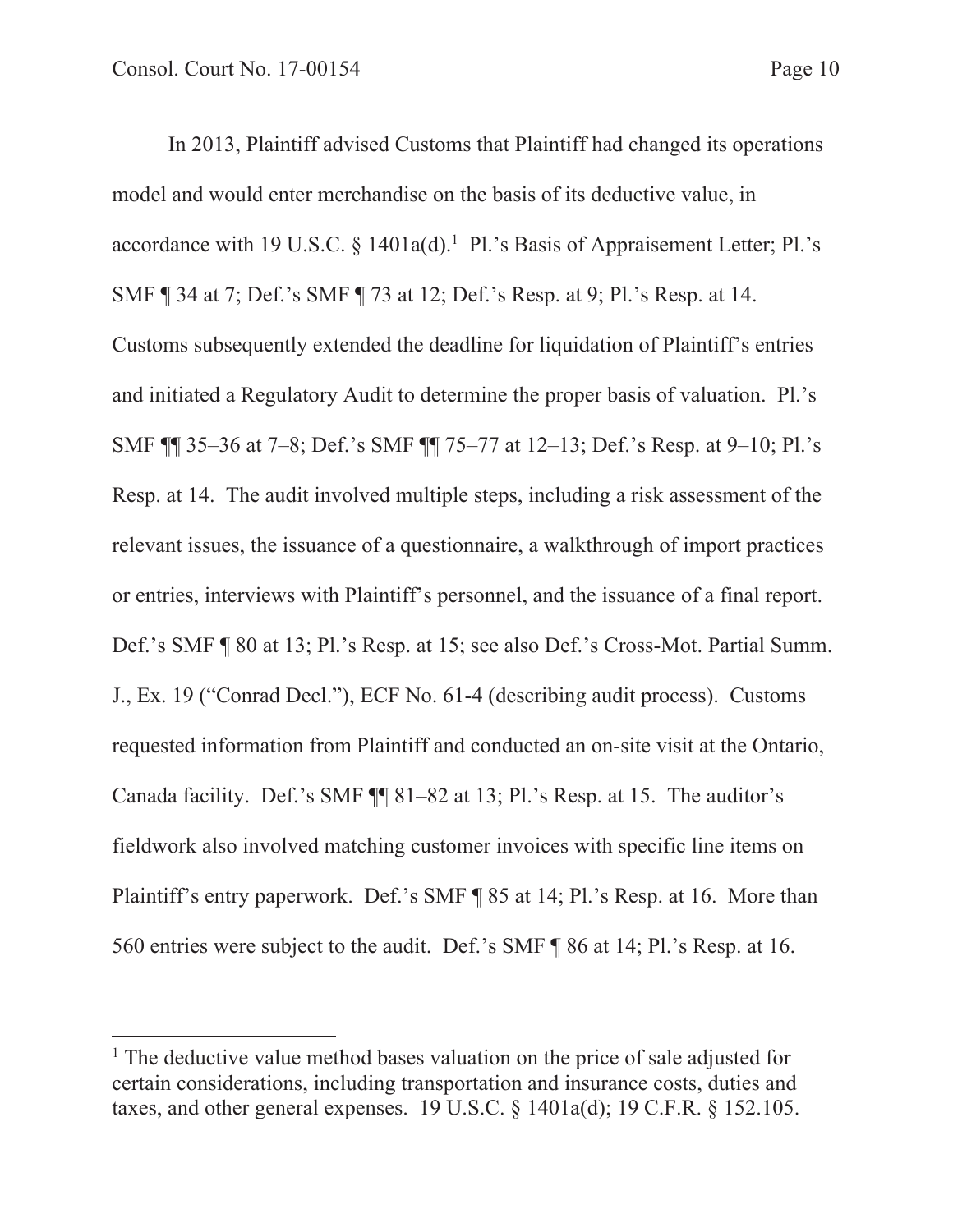In 2013, Plaintiff advised Customs that Plaintiff had changed its operations model and would enter merchandise on the basis of its deductive value, in accordance with 19 U.S.C. § 1401a(d).[1] Pl.'s Basis of Appraisement Letter; Pl.'s SMF ¶ 34 at 7; Def.'s SMF ¶ 73 at 12; Def.'s Resp. at 9; Pl.'s Resp. at 14. Customs subsequently extended the deadline for liquidation of Plaintiff's entries and initiated a Regulatory Audit to determine the proper basis of valuation. Pl.'s SMF ¶¶ 35–36 at 7–8; Def.'s SMF ¶¶ 75–77 at 12–13; Def.'s Resp. at 9–10; Pl.'s Resp. at 14. The audit involved multiple steps, including a risk assessment of the relevant issues, the issuance of a questionnaire, a walkthrough of import practices or entries, interviews with Plaintiff's personnel, and the issuance of a final report. Def.'s SMF ¶ 80 at 13; Pl.'s Resp. at 15; see also Def.'s Cross-Mot. Partial Summ. J., Ex. 19 ("Conrad Decl."), ECF No. 61-4 (describing audit process). Customs requested information from Plaintiff and conducted an on-site visit at the Ontario, Canada facility. Def.'s SMF ¶¶ 81–82 at 13; Pl.'s Resp. at 15. The auditor's fieldwork also involved matching customer invoices with specific line items on Plaintiff's entry paperwork. Def.'s SMF ¶ 85 at 14; Pl.'s Resp. at 16. More than 560 entries were subject to the audit. Def.'s SMF ¶ 86 at 14; Pl.'s Resp. at 16.

---

[1] The deductive value method bases valuation on the price of sale adjusted for certain considerations, including transportation and insurance costs, duties and taxes, and other general expenses. 19 U.S.C. § 1401a(d); 19 C.F.R. § 152.105.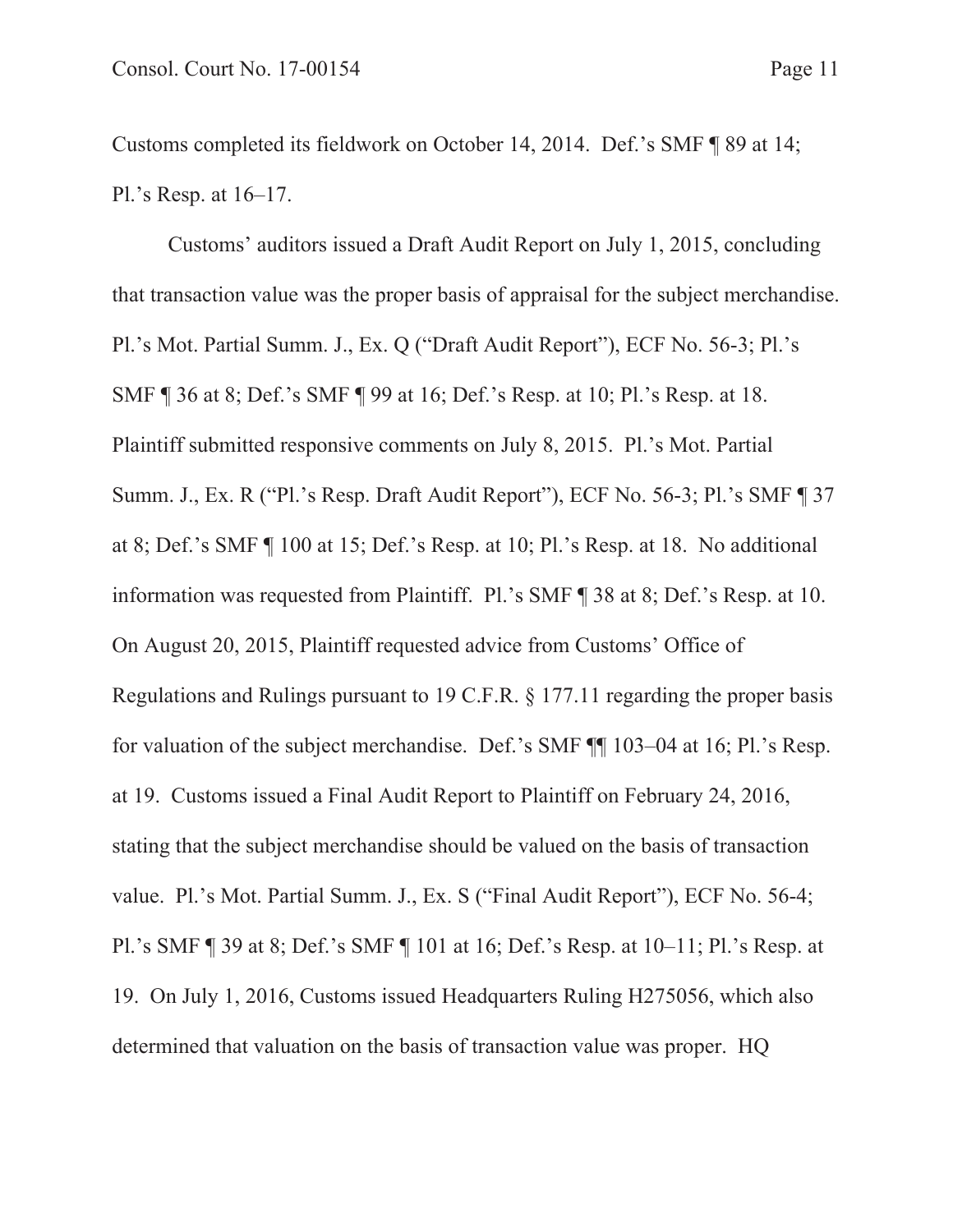Customs completed its fieldwork on October 14, 2014. Def.'s SMF ¶ 89 at 14; Pl.'s Resp. at 16–17.

Customs' auditors issued a Draft Audit Report on July 1, 2015, concluding that transaction value was the proper basis of appraisal for the subject merchandise. Pl.'s Mot. Partial Summ. J., Ex. Q ("Draft Audit Report"), ECF No. 56-3; Pl.'s SMF ¶ 36 at 8; Def.'s SMF ¶ 99 at 16; Def.'s Resp. at 10; Pl.'s Resp. at 18. Plaintiff submitted responsive comments on July 8, 2015. Pl.'s Mot. Partial Summ. J., Ex. R ("Pl.'s Resp. Draft Audit Report"), ECF No. 56-3; Pl.'s SMF ¶ 37 at 8; Def.'s SMF ¶ 100 at 15; Def.'s Resp. at 10; Pl.'s Resp. at 18. No additional information was requested from Plaintiff. Pl.'s SMF ¶ 38 at 8; Def.'s Resp. at 10. On August 20, 2015, Plaintiff requested advice from Customs' Office of Regulations and Rulings pursuant to 19 C.F.R. § 177.11 regarding the proper basis for valuation of the subject merchandise. Def.'s SMF ¶¶ 103–04 at 16; Pl.'s Resp. at 19. Customs issued a Final Audit Report to Plaintiff on February 24, 2016, stating that the subject merchandise should be valued on the basis of transaction value. Pl.'s Mot. Partial Summ. J., Ex. S ("Final Audit Report"), ECF No. 56-4; Pl.'s SMF ¶ 39 at 8; Def.'s SMF ¶ 101 at 16; Def.'s Resp. at 10–11; Pl.'s Resp. at 19. On July 1, 2016, Customs issued Headquarters Ruling H275056, which also determined that valuation on the basis of transaction value was proper. HQ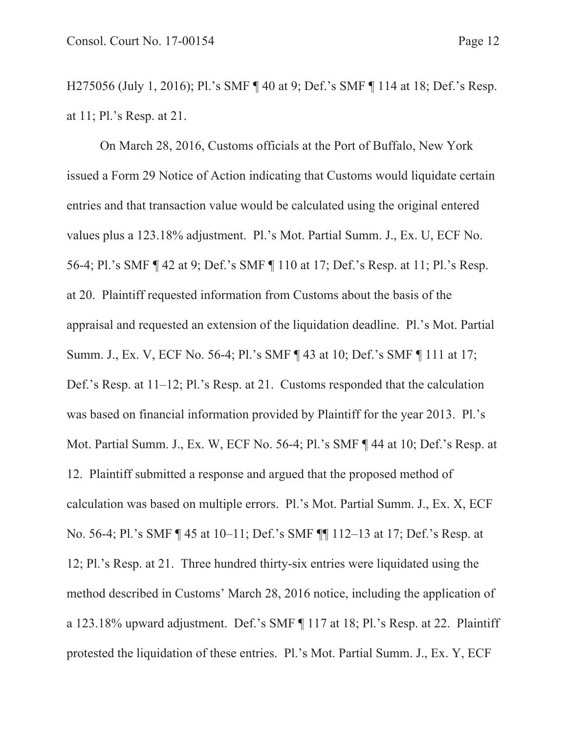H275056 (July 1, 2016); Pl.'s SMF ¶ 40 at 9; Def.'s SMF ¶ 114 at 18; Def.'s Resp. at 11; Pl.'s Resp. at 21.

On March 28, 2016, Customs officials at the Port of Buffalo, New York issued a Form 29 Notice of Action indicating that Customs would liquidate certain entries and that transaction value would be calculated using the original entered values plus a 123.18% adjustment. Pl.'s Mot. Partial Summ. J., Ex. U, ECF No. 56-4; Pl.'s SMF ¶ 42 at 9; Def.'s SMF ¶ 110 at 17; Def.'s Resp. at 11; Pl.'s Resp. at 20. Plaintiff requested information from Customs about the basis of the appraisal and requested an extension of the liquidation deadline. Pl.'s Mot. Partial Summ. J., Ex. V, ECF No. 56-4; Pl.'s SMF ¶ 43 at 10; Def.'s SMF ¶ 111 at 17; Def.'s Resp. at 11–12; Pl.'s Resp. at 21. Customs responded that the calculation was based on financial information provided by Plaintiff for the year 2013. Pl.'s Mot. Partial Summ. J., Ex. W, ECF No. 56-4; Pl.'s SMF ¶ 44 at 10; Def.'s Resp. at 12. Plaintiff submitted a response and argued that the proposed method of calculation was based on multiple errors. Pl.'s Mot. Partial Summ. J., Ex. X, ECF No. 56-4; Pl.'s SMF ¶ 45 at 10–11; Def.'s SMF ¶¶ 112–13 at 17; Def.'s Resp. at 12; Pl.'s Resp. at 21. Three hundred thirty-six entries were liquidated using the method described in Customs' March 28, 2016 notice, including the application of a 123.18% upward adjustment. Def.'s SMF ¶ 117 at 18; Pl.'s Resp. at 22. Plaintiff protested the liquidation of these entries. Pl.'s Mot. Partial Summ. J., Ex. Y, ECF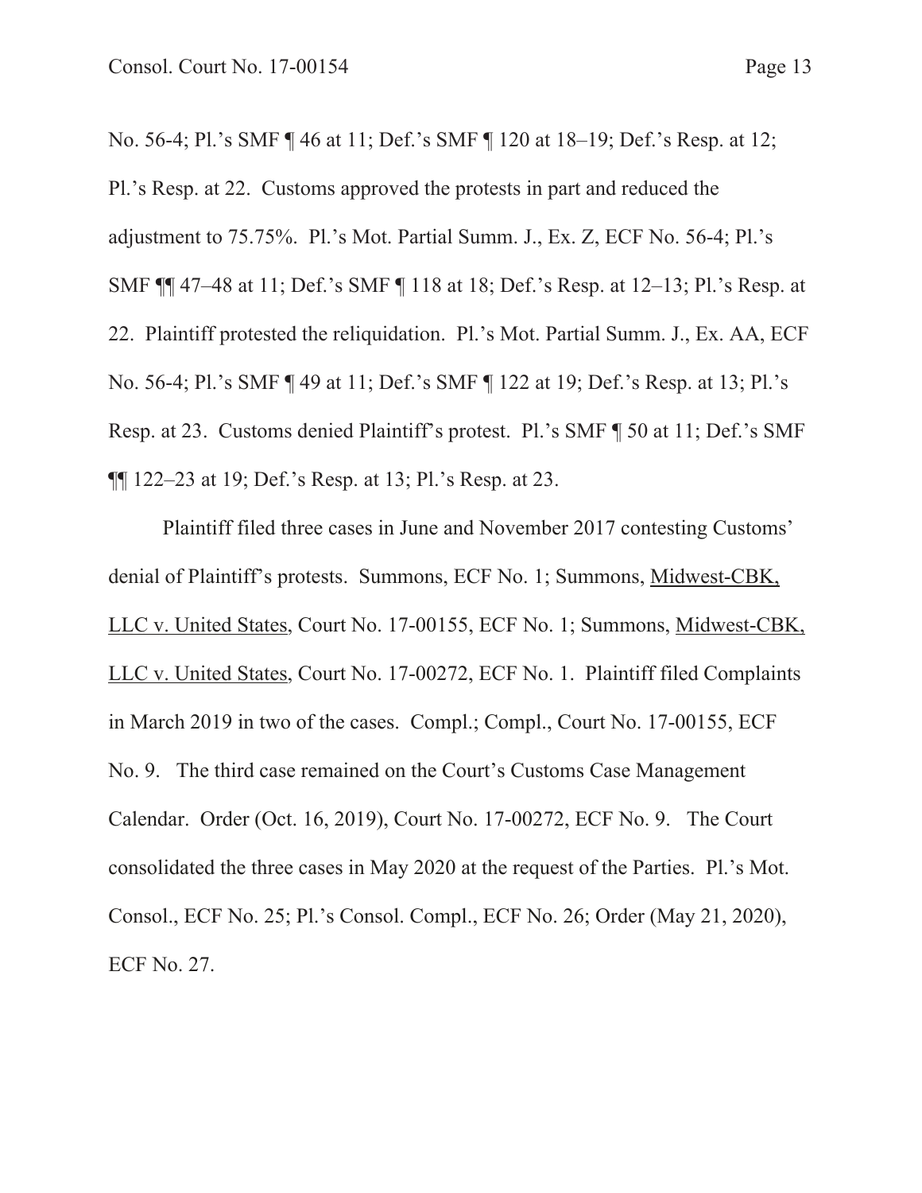No. 56-4; Pl.'s SMF ¶ 46 at 11; Def.'s SMF ¶ 120 at 18–19; Def.'s Resp. at 12; Pl.'s Resp. at 22. Customs approved the protests in part and reduced the adjustment to 75.75%. Pl.'s Mot. Partial Summ. J., Ex. Z, ECF No. 56-4; Pl.'s SMF ¶¶ 47–48 at 11; Def.'s SMF ¶ 118 at 18; Def.'s Resp. at 12–13; Pl.'s Resp. at 22. Plaintiff protested the reliquidation. Pl.'s Mot. Partial Summ. J., Ex. AA, ECF No. 56-4; Pl.'s SMF ¶ 49 at 11; Def.'s SMF ¶ 122 at 19; Def.'s Resp. at 13; Pl.'s Resp. at 23. Customs denied Plaintiff's protest. Pl.'s SMF ¶ 50 at 11; Def.'s SMF ¶¶ 122–23 at 19; Def.'s Resp. at 13; Pl.'s Resp. at 23.

Plaintiff filed three cases in June and November 2017 contesting Customs' denial of Plaintiff's protests. Summons, ECF No. 1; Summons, Midwest-CBK, LLC v. United States, Court No. 17-00155, ECF No. 1; Summons, Midwest-CBK, LLC v. United States, Court No. 17-00272, ECF No. 1. Plaintiff filed Complaints in March 2019 in two of the cases. Compl.; Compl., Court No. 17-00155, ECF No. 9. The third case remained on the Court's Customs Case Management Calendar. Order (Oct. 16, 2019), Court No. 17-00272, ECF No. 9. The Court consolidated the three cases in May 2020 at the request of the Parties. Pl.'s Mot. Consol., ECF No. 25; Pl.'s Consol. Compl., ECF No. 26; Order (May 21, 2020), ECF No. 27.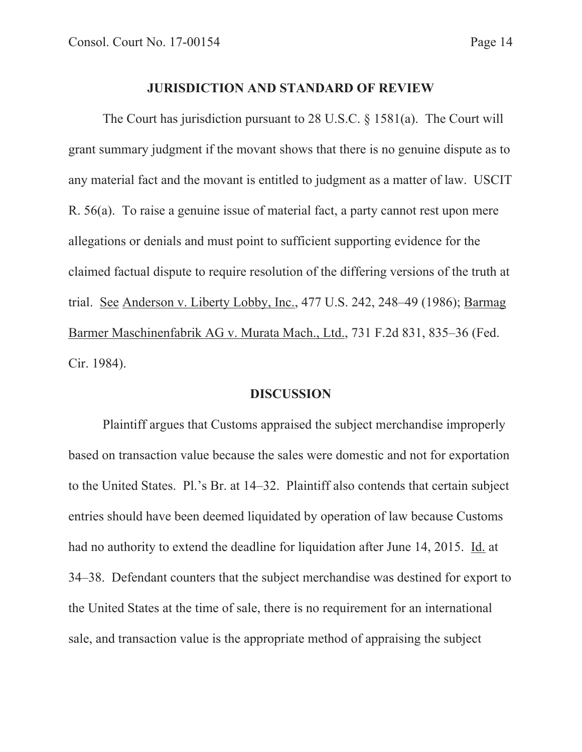## JURISDICTION AND STANDARD OF REVIEW

The Court has jurisdiction pursuant to 28 U.S.C. § 1581(a). The Court will grant summary judgment if the movant shows that there is no genuine dispute as to any material fact and the movant is entitled to judgment as a matter of law. USCIT R. 56(a). To raise a genuine issue of material fact, a party cannot rest upon mere allegations or denials and must point to sufficient supporting evidence for the claimed factual dispute to require resolution of the differing versions of the truth at trial. See Anderson v. Liberty Lobby, Inc., 477 U.S. 242, 248–49 (1986); Barmag Barmer Maschinenfabrik AG v. Murata Mach., Ltd., 731 F.2d 831, 835–36 (Fed. Cir. 1984).

## DISCUSSION

Plaintiff argues that Customs appraised the subject merchandise improperly based on transaction value because the sales were domestic and not for exportation to the United States. Pl.'s Br. at 14–32. Plaintiff also contends that certain subject entries should have been deemed liquidated by operation of law because Customs had no authority to extend the deadline for liquidation after June 14, 2015. Id. at 34–38. Defendant counters that the subject merchandise was destined for export to the United States at the time of sale, there is no requirement for an international sale, and transaction value is the appropriate method of appraising the subject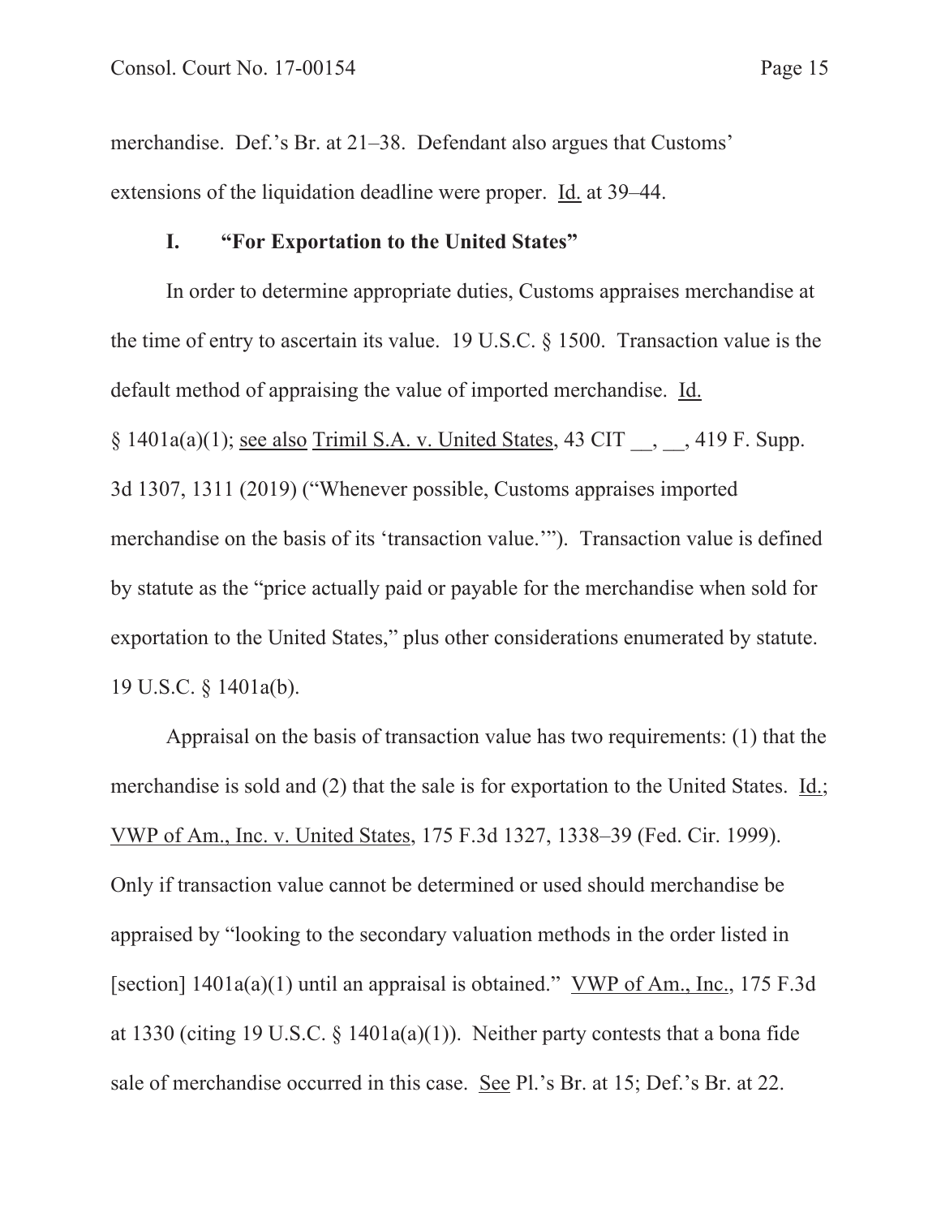merchandise. Def.'s Br. at 21–38. Defendant also argues that Customs' extensions of the liquidation deadline were proper. Id. at 39–44.

## I. "For Exportation to the United States"

In order to determine appropriate duties, Customs appraises merchandise at the time of entry to ascertain its value. 19 U.S.C. § 1500. Transaction value is the default method of appraising the value of imported merchandise. Id. § 1401a(a)(1); see also Trimil S.A. v. United States, 43 CIT __, __, 419 F. Supp. 3d 1307, 1311 (2019) ("Whenever possible, Customs appraises imported merchandise on the basis of its 'transaction value.'"). Transaction value is defined by statute as the "price actually paid or payable for the merchandise when sold for exportation to the United States," plus other considerations enumerated by statute. 19 U.S.C. § 1401a(b).

Appraisal on the basis of transaction value has two requirements: (1) that the merchandise is sold and (2) that the sale is for exportation to the United States. Id.; VWP of Am., Inc. v. United States, 175 F.3d 1327, 1338–39 (Fed. Cir. 1999). Only if transaction value cannot be determined or used should merchandise be appraised by "looking to the secondary valuation methods in the order listed in [section] 1401a(a)(1) until an appraisal is obtained." VWP of Am., Inc., 175 F.3d at 1330 (citing 19 U.S.C. § 1401a(a)(1)). Neither party contests that a bona fide sale of merchandise occurred in this case. See Pl.'s Br. at 15; Def.'s Br. at 22.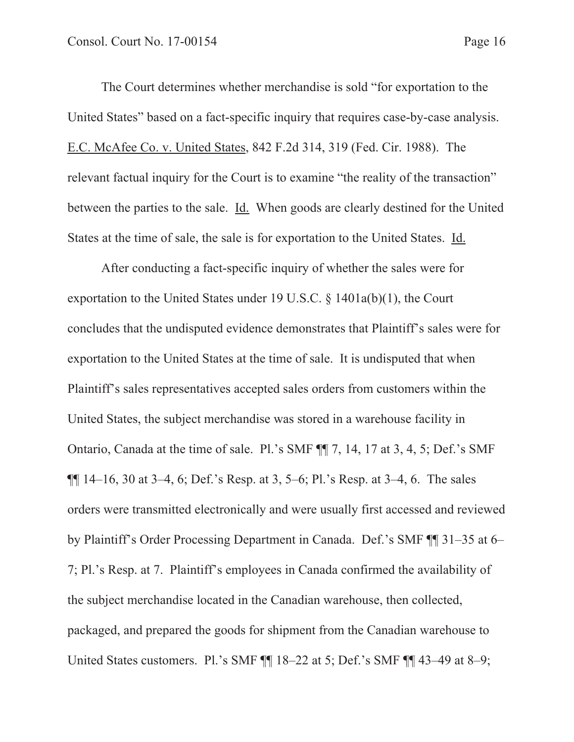The Court determines whether merchandise is sold "for exportation to the United States" based on a fact-specific inquiry that requires case-by-case analysis. E.C. McAfee Co. v. United States, 842 F.2d 314, 319 (Fed. Cir. 1988). The relevant factual inquiry for the Court is to examine "the reality of the transaction" between the parties to the sale. Id. When goods are clearly destined for the United States at the time of sale, the sale is for exportation to the United States. Id.

After conducting a fact-specific inquiry of whether the sales were for exportation to the United States under 19 U.S.C. § 1401a(b)(1), the Court concludes that the undisputed evidence demonstrates that Plaintiff's sales were for exportation to the United States at the time of sale. It is undisputed that when Plaintiff's sales representatives accepted sales orders from customers within the United States, the subject merchandise was stored in a warehouse facility in Ontario, Canada at the time of sale. Pl.'s SMF ¶¶ 7, 14, 17 at 3, 4, 5; Def.'s SMF ¶¶ 14–16, 30 at 3–4, 6; Def.'s Resp. at 3, 5–6; Pl.'s Resp. at 3–4, 6. The sales orders were transmitted electronically and were usually first accessed and reviewed by Plaintiff's Order Processing Department in Canada. Def.'s SMF ¶¶ 31–35 at 6–7; Pl.'s Resp. at 7. Plaintiff's employees in Canada confirmed the availability of the subject merchandise located in the Canadian warehouse, then collected, packaged, and prepared the goods for shipment from the Canadian warehouse to United States customers. Pl.'s SMF ¶¶ 18–22 at 5; Def.'s SMF ¶¶ 43–49 at 8–9;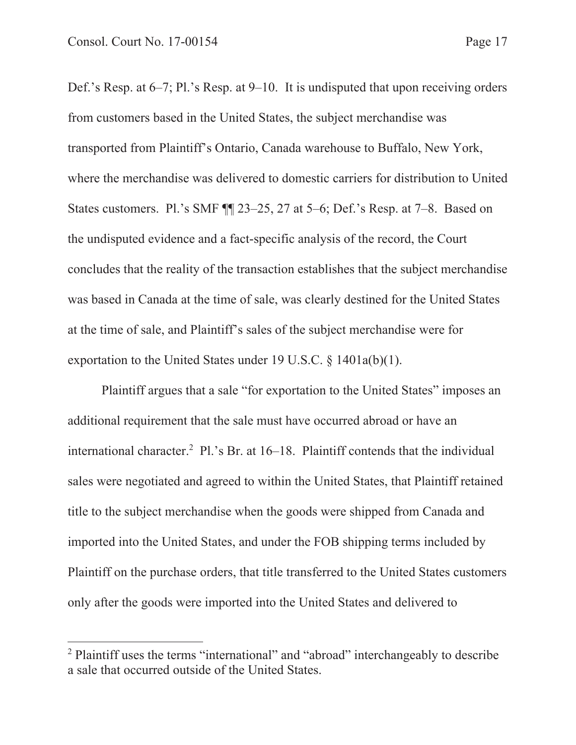Def.'s Resp. at 6–7; Pl.'s Resp. at 9–10. It is undisputed that upon receiving orders from customers based in the United States, the subject merchandise was transported from Plaintiff's Ontario, Canada warehouse to Buffalo, New York, where the merchandise was delivered to domestic carriers for distribution to United States customers. Pl.'s SMF ¶¶ 23–25, 27 at 5–6; Def.'s Resp. at 7–8. Based on the undisputed evidence and a fact-specific analysis of the record, the Court concludes that the reality of the transaction establishes that the subject merchandise was based in Canada at the time of sale, was clearly destined for the United States at the time of sale, and Plaintiff's sales of the subject merchandise were for exportation to the United States under 19 U.S.C. § 1401a(b)(1).

Plaintiff argues that a sale "for exportation to the United States" imposes an additional requirement that the sale must have occurred abroad or have an international character.[2] Pl.'s Br. at 16–18. Plaintiff contends that the individual sales were negotiated and agreed to within the United States, that Plaintiff retained title to the subject merchandise when the goods were shipped from Canada and imported into the United States, and under the FOB shipping terms included by Plaintiff on the purchase orders, that title transferred to the United States customers only after the goods were imported into the United States and delivered to

---

[2] Plaintiff uses the terms "international" and "abroad" interchangeably to describe a sale that occurred outside of the United States.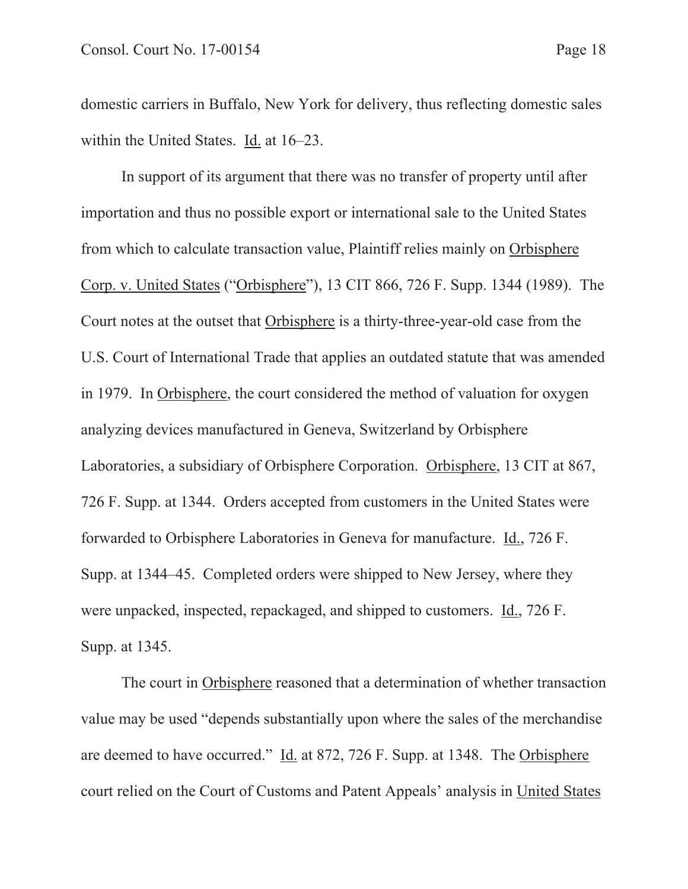domestic carriers in Buffalo, New York for delivery, thus reflecting domestic sales within the United States. Id. at 16–23.

In support of its argument that there was no transfer of property until after importation and thus no possible export or international sale to the United States from which to calculate transaction value, Plaintiff relies mainly on Orbisphere Corp. v. United States ("Orbisphere"), 13 CIT 866, 726 F. Supp. 1344 (1989). The Court notes at the outset that Orbisphere is a thirty-three-year-old case from the U.S. Court of International Trade that applies an outdated statute that was amended in 1979. In Orbisphere, the court considered the method of valuation for oxygen analyzing devices manufactured in Geneva, Switzerland by Orbisphere Laboratories, a subsidiary of Orbisphere Corporation. Orbisphere, 13 CIT at 867, 726 F. Supp. at 1344. Orders accepted from customers in the United States were forwarded to Orbisphere Laboratories in Geneva for manufacture. Id., 726 F. Supp. at 1344–45. Completed orders were shipped to New Jersey, where they were unpacked, inspected, repackaged, and shipped to customers. Id., 726 F. Supp. at 1345.

The court in Orbisphere reasoned that a determination of whether transaction value may be used "depends substantially upon where the sales of the merchandise are deemed to have occurred." Id. at 872, 726 F. Supp. at 1348. The Orbisphere court relied on the Court of Customs and Patent Appeals' analysis in United States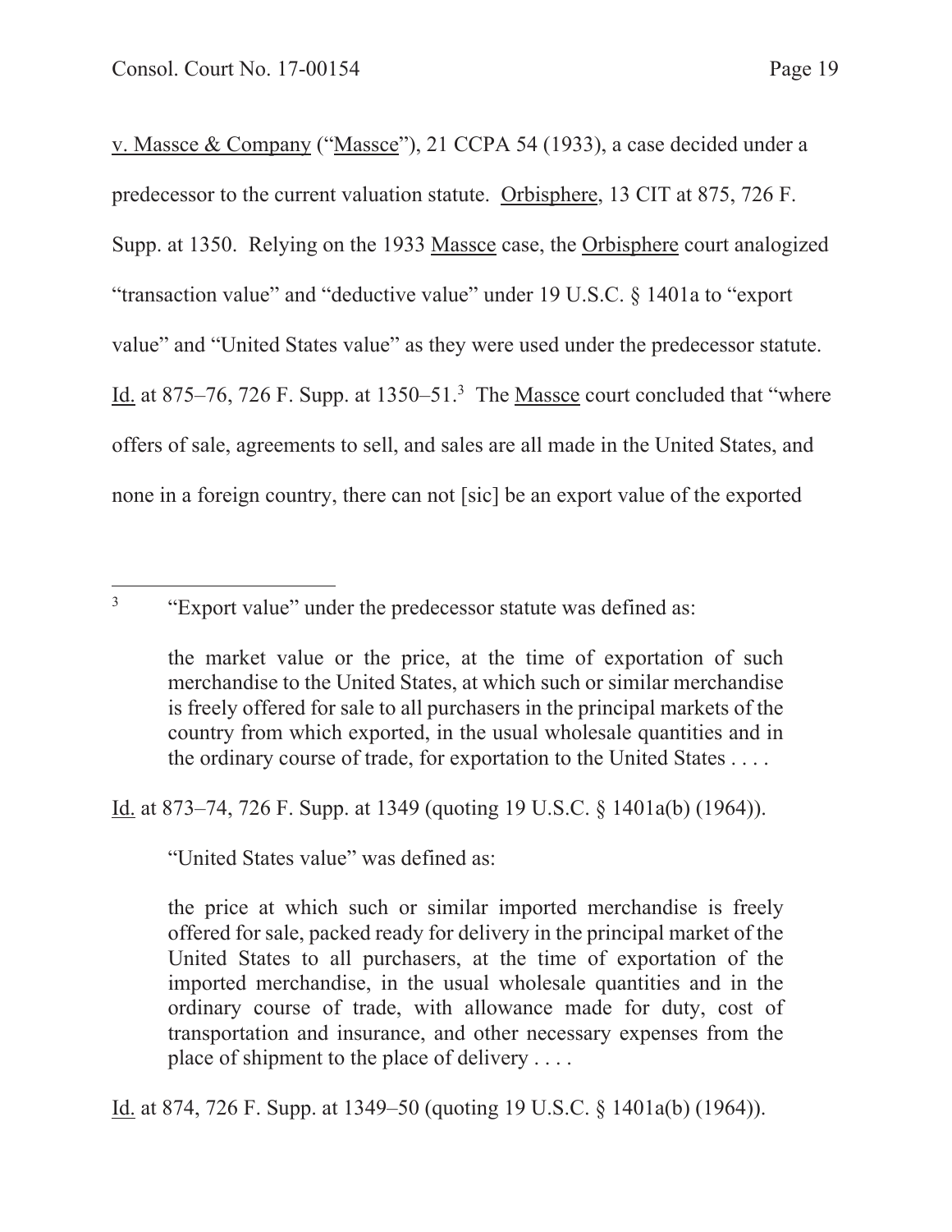v. Massce & Company ("Massce"), 21 CCPA 54 (1933), a case decided under a predecessor to the current valuation statute. Orbisphere, 13 CIT at 875, 726 F. Supp. at 1350. Relying on the 1933 Massce case, the Orbisphere court analogized "transaction value" and "deductive value" under 19 U.S.C. § 1401a to "export value" and "United States value" as they were used under the predecessor statute. Id. at 875–76, 726 F. Supp. at 1350–51.[3] The Massce court concluded that "where offers of sale, agreements to sell, and sales are all made in the United States, and none in a foreign country, there can not [sic] be an export value of the exported

---

[3] "Export value" under the predecessor statute was defined as:

> the market value or the price, at the time of exportation of such merchandise to the United States, at which such or similar merchandise is freely offered for sale to all purchasers in the principal markets of the country from which exported, in the usual wholesale quantities and in the ordinary course of trade, for exportation to the United States . . . .

Id. at 873–74, 726 F. Supp. at 1349 (quoting 19 U.S.C. § 1401a(b) (1964)).

"United States value" was defined as:

> the price at which such or similar imported merchandise is freely offered for sale, packed ready for delivery in the principal market of the United States to all purchasers, at the time of exportation of the imported merchandise, in the usual wholesale quantities and in the ordinary course of trade, with allowance made for duty, cost of transportation and insurance, and other necessary expenses from the place of shipment to the place of delivery . . . .

Id. at 874, 726 F. Supp. at 1349–50 (quoting 19 U.S.C. § 1401a(b) (1964)).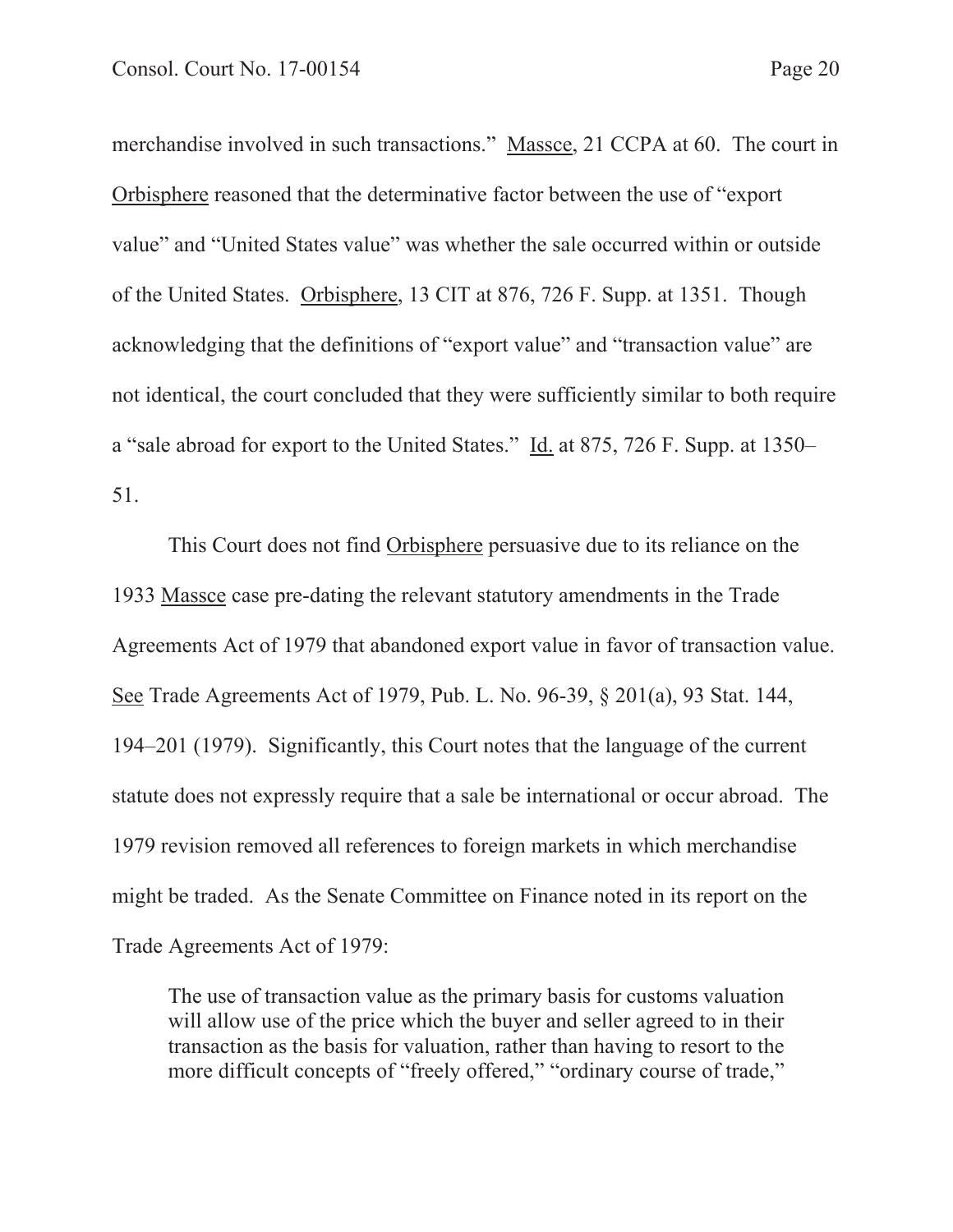merchandise involved in such transactions." Massce, 21 CCPA at 60. The court in Orbisphere reasoned that the determinative factor between the use of "export value" and "United States value" was whether the sale occurred within or outside of the United States. Orbisphere, 13 CIT at 876, 726 F. Supp. at 1351. Though acknowledging that the definitions of "export value" and "transaction value" are not identical, the court concluded that they were sufficiently similar to both require a "sale abroad for export to the United States." Id. at 875, 726 F. Supp. at 1350–51.

This Court does not find Orbisphere persuasive due to its reliance on the 1933 Massce case pre-dating the relevant statutory amendments in the Trade Agreements Act of 1979 that abandoned export value in favor of transaction value. See Trade Agreements Act of 1979, Pub. L. No. 96-39, § 201(a), 93 Stat. 144, 194–201 (1979). Significantly, this Court notes that the language of the current statute does not expressly require that a sale be international or occur abroad. The 1979 revision removed all references to foreign markets in which merchandise might be traded. As the Senate Committee on Finance noted in its report on the Trade Agreements Act of 1979:

> The use of transaction value as the primary basis for customs valuation will allow use of the price which the buyer and seller agreed to in their transaction as the basis for valuation, rather than having to resort to the more difficult concepts of "freely offered," "ordinary course of trade,"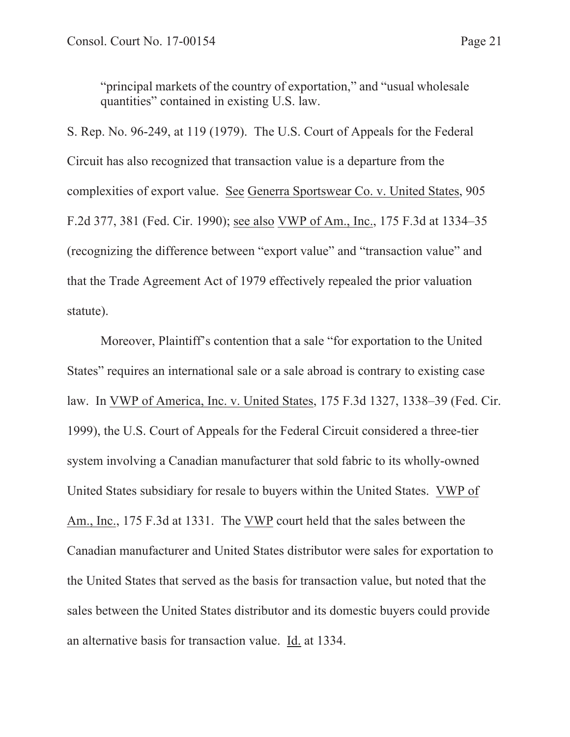> "principal markets of the country of exportation," and "usual wholesale quantities" contained in existing U.S. law.

S. Rep. No. 96-249, at 119 (1979). The U.S. Court of Appeals for the Federal Circuit has also recognized that transaction value is a departure from the complexities of export value. See Generra Sportswear Co. v. United States, 905 F.2d 377, 381 (Fed. Cir. 1990); see also VWP of Am., Inc., 175 F.3d at 1334–35 (recognizing the difference between "export value" and "transaction value" and that the Trade Agreement Act of 1979 effectively repealed the prior valuation statute).

Moreover, Plaintiff's contention that a sale "for exportation to the United States" requires an international sale or a sale abroad is contrary to existing case law. In VWP of America, Inc. v. United States, 175 F.3d 1327, 1338–39 (Fed. Cir. 1999), the U.S. Court of Appeals for the Federal Circuit considered a three-tier system involving a Canadian manufacturer that sold fabric to its wholly-owned United States subsidiary for resale to buyers within the United States. VWP of Am., Inc., 175 F.3d at 1331. The VWP court held that the sales between the Canadian manufacturer and United States distributor were sales for exportation to the United States that served as the basis for transaction value, but noted that the sales between the United States distributor and its domestic buyers could provide an alternative basis for transaction value. Id. at 1334.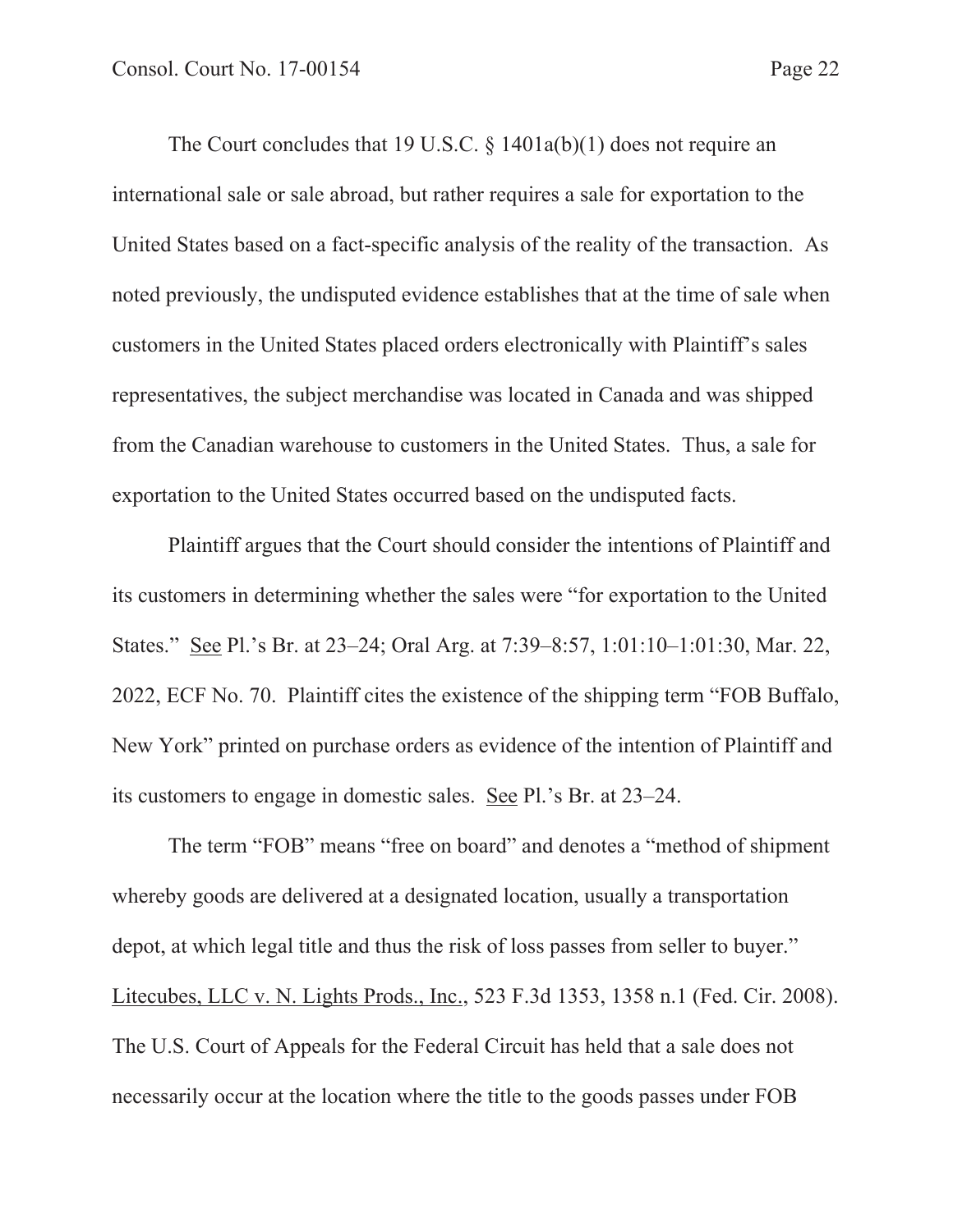The Court concludes that 19 U.S.C. § 1401a(b)(1) does not require an international sale or sale abroad, but rather requires a sale for exportation to the United States based on a fact-specific analysis of the reality of the transaction. As noted previously, the undisputed evidence establishes that at the time of sale when customers in the United States placed orders electronically with Plaintiff's sales representatives, the subject merchandise was located in Canada and was shipped from the Canadian warehouse to customers in the United States. Thus, a sale for exportation to the United States occurred based on the undisputed facts.

Plaintiff argues that the Court should consider the intentions of Plaintiff and its customers in determining whether the sales were "for exportation to the United States." See Pl.'s Br. at 23–24; Oral Arg. at 7:39–8:57, 1:01:10–1:01:30, Mar. 22, 2022, ECF No. 70. Plaintiff cites the existence of the shipping term "FOB Buffalo, New York" printed on purchase orders as evidence of the intention of Plaintiff and its customers to engage in domestic sales. See Pl.'s Br. at 23–24.

The term "FOB" means "free on board" and denotes a "method of shipment whereby goods are delivered at a designated location, usually a transportation depot, at which legal title and thus the risk of loss passes from seller to buyer." Litecubes, LLC v. N. Lights Prods., Inc., 523 F.3d 1353, 1358 n.1 (Fed. Cir. 2008). The U.S. Court of Appeals for the Federal Circuit has held that a sale does not necessarily occur at the location where the title to the goods passes under FOB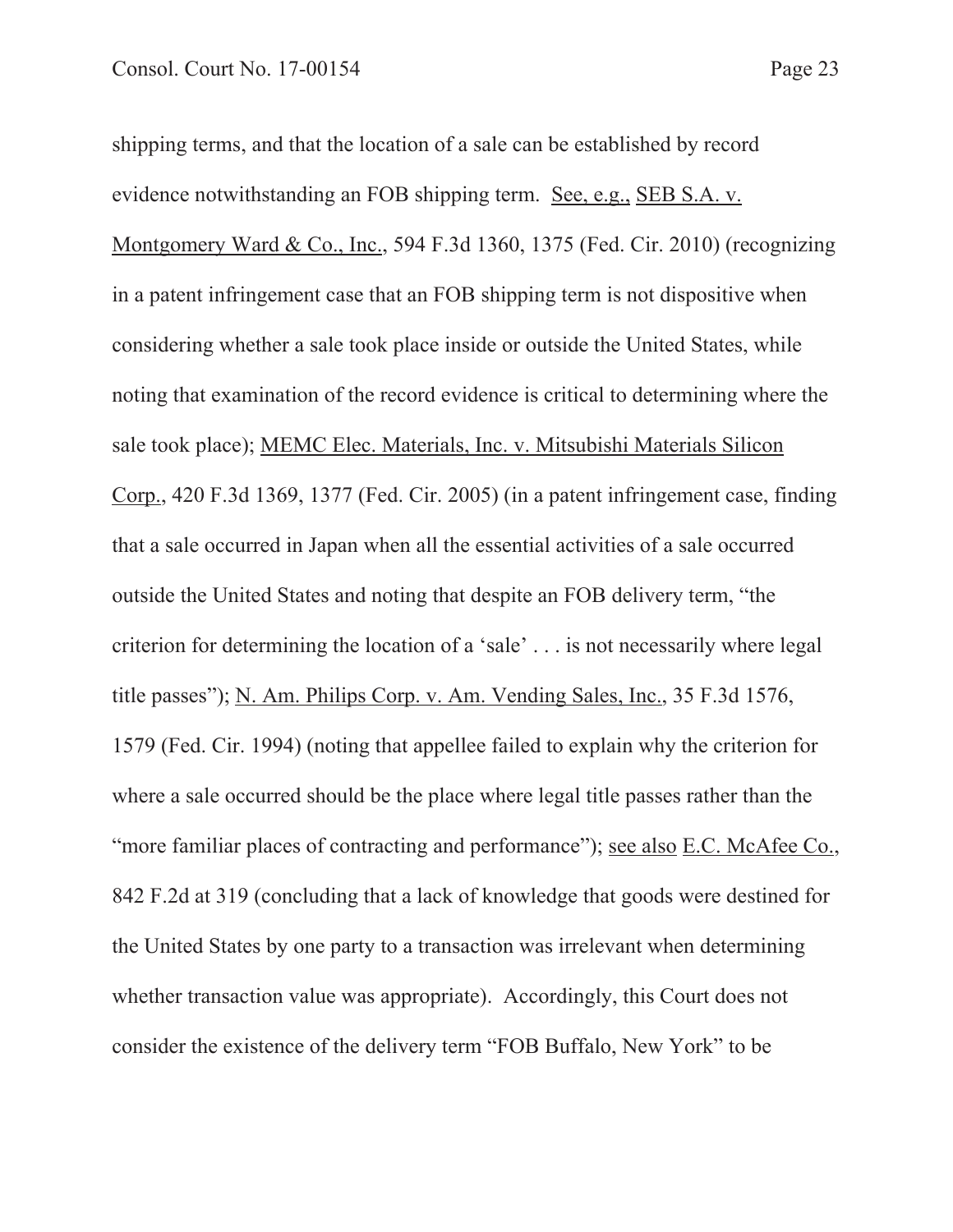shipping terms, and that the location of a sale can be established by record evidence notwithstanding an FOB shipping term. See, e.g., SEB S.A. v. Montgomery Ward & Co., Inc., 594 F.3d 1360, 1375 (Fed. Cir. 2010) (recognizing in a patent infringement case that an FOB shipping term is not dispositive when considering whether a sale took place inside or outside the United States, while noting that examination of the record evidence is critical to determining where the sale took place); MEMC Elec. Materials, Inc. v. Mitsubishi Materials Silicon Corp., 420 F.3d 1369, 1377 (Fed. Cir. 2005) (in a patent infringement case, finding that a sale occurred in Japan when all the essential activities of a sale occurred outside the United States and noting that despite an FOB delivery term, "the criterion for determining the location of a 'sale' . . . is not necessarily where legal title passes"); N. Am. Philips Corp. v. Am. Vending Sales, Inc., 35 F.3d 1576, 1579 (Fed. Cir. 1994) (noting that appellee failed to explain why the criterion for where a sale occurred should be the place where legal title passes rather than the "more familiar places of contracting and performance"); see also E.C. McAfee Co., 842 F.2d at 319 (concluding that a lack of knowledge that goods were destined for the United States by one party to a transaction was irrelevant when determining whether transaction value was appropriate). Accordingly, this Court does not consider the existence of the delivery term "FOB Buffalo, New York" to be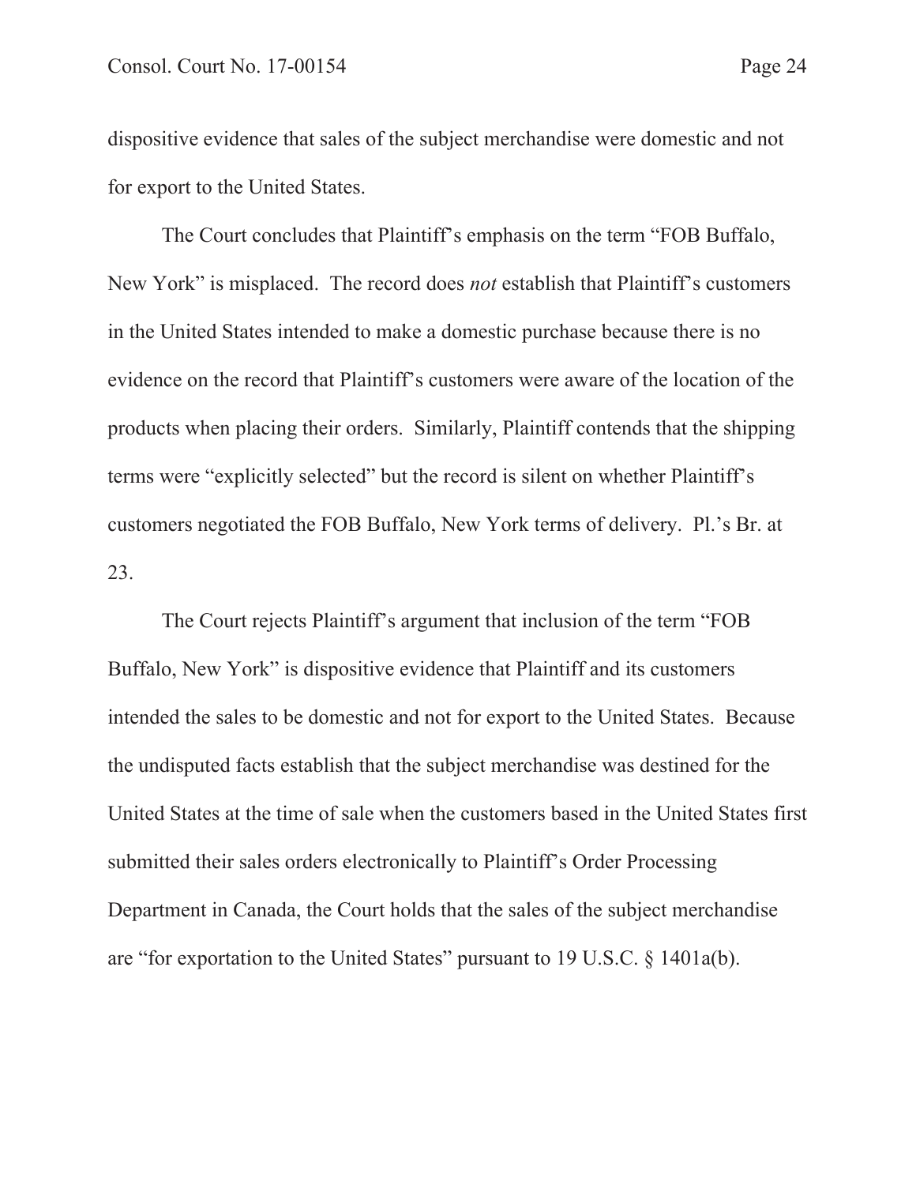dispositive evidence that sales of the subject merchandise were domestic and not for export to the United States.

The Court concludes that Plaintiff's emphasis on the term "FOB Buffalo, New York" is misplaced. The record does *not* establish that Plaintiff's customers in the United States intended to make a domestic purchase because there is no evidence on the record that Plaintiff's customers were aware of the location of the products when placing their orders. Similarly, Plaintiff contends that the shipping terms were "explicitly selected" but the record is silent on whether Plaintiff's customers negotiated the FOB Buffalo, New York terms of delivery. Pl.'s Br. at 23.

The Court rejects Plaintiff's argument that inclusion of the term "FOB Buffalo, New York" is dispositive evidence that Plaintiff and its customers intended the sales to be domestic and not for export to the United States. Because the undisputed facts establish that the subject merchandise was destined for the United States at the time of sale when the customers based in the United States first submitted their sales orders electronically to Plaintiff's Order Processing Department in Canada, the Court holds that the sales of the subject merchandise are "for exportation to the United States" pursuant to 19 U.S.C. § 1401a(b).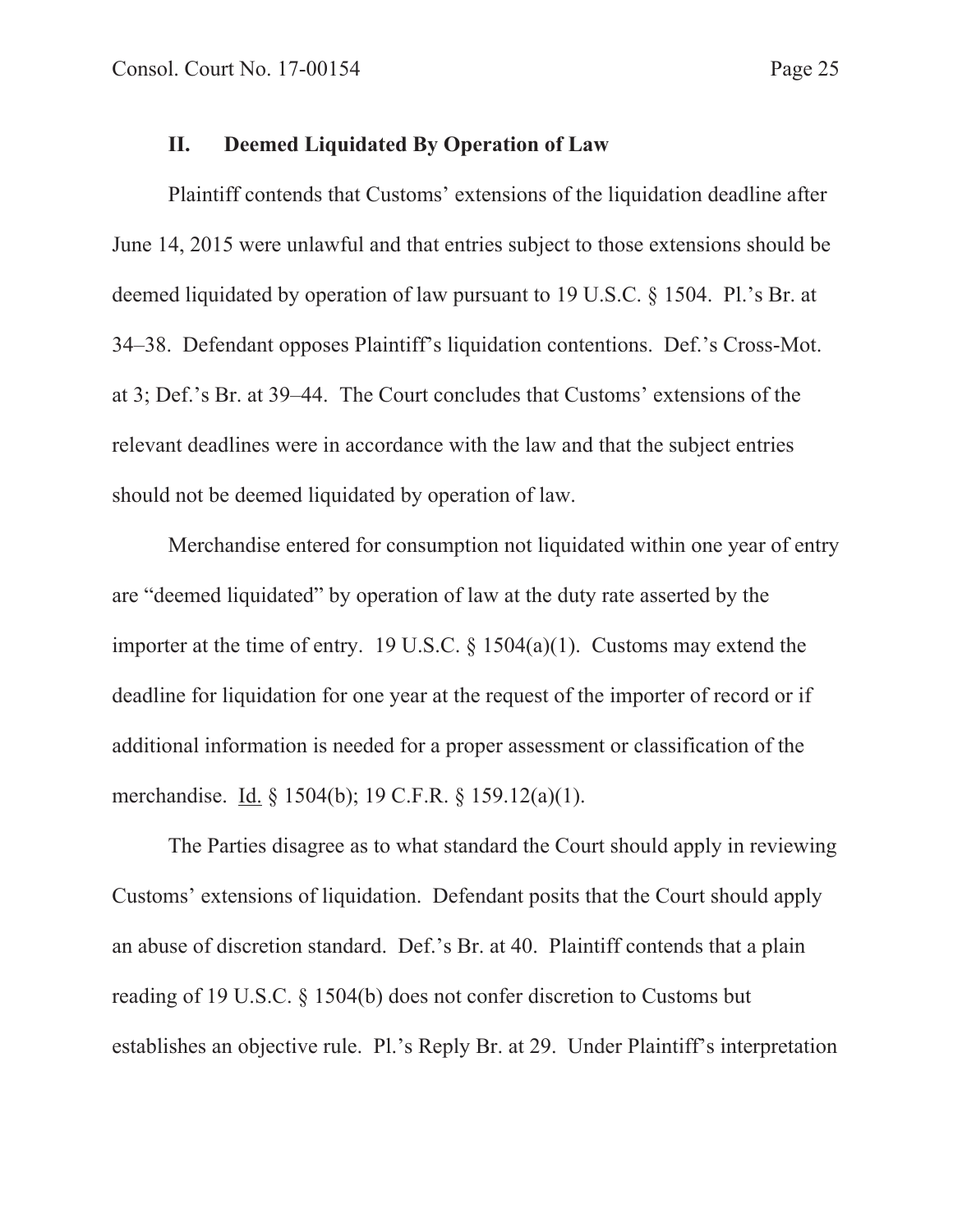## II. Deemed Liquidated By Operation of Law

Plaintiff contends that Customs' extensions of the liquidation deadline after June 14, 2015 were unlawful and that entries subject to those extensions should be deemed liquidated by operation of law pursuant to 19 U.S.C. § 1504. Pl.'s Br. at 34–38. Defendant opposes Plaintiff's liquidation contentions. Def.'s Cross-Mot. at 3; Def.'s Br. at 39–44. The Court concludes that Customs' extensions of the relevant deadlines were in accordance with the law and that the subject entries should not be deemed liquidated by operation of law.

Merchandise entered for consumption not liquidated within one year of entry are "deemed liquidated" by operation of law at the duty rate asserted by the importer at the time of entry. 19 U.S.C. § 1504(a)(1). Customs may extend the deadline for liquidation for one year at the request of the importer of record or if additional information is needed for a proper assessment or classification of the merchandise. Id. § 1504(b); 19 C.F.R. § 159.12(a)(1).

The Parties disagree as to what standard the Court should apply in reviewing Customs' extensions of liquidation. Defendant posits that the Court should apply an abuse of discretion standard. Def.'s Br. at 40. Plaintiff contends that a plain reading of 19 U.S.C. § 1504(b) does not confer discretion to Customs but establishes an objective rule. Pl.'s Reply Br. at 29. Under Plaintiff's interpretation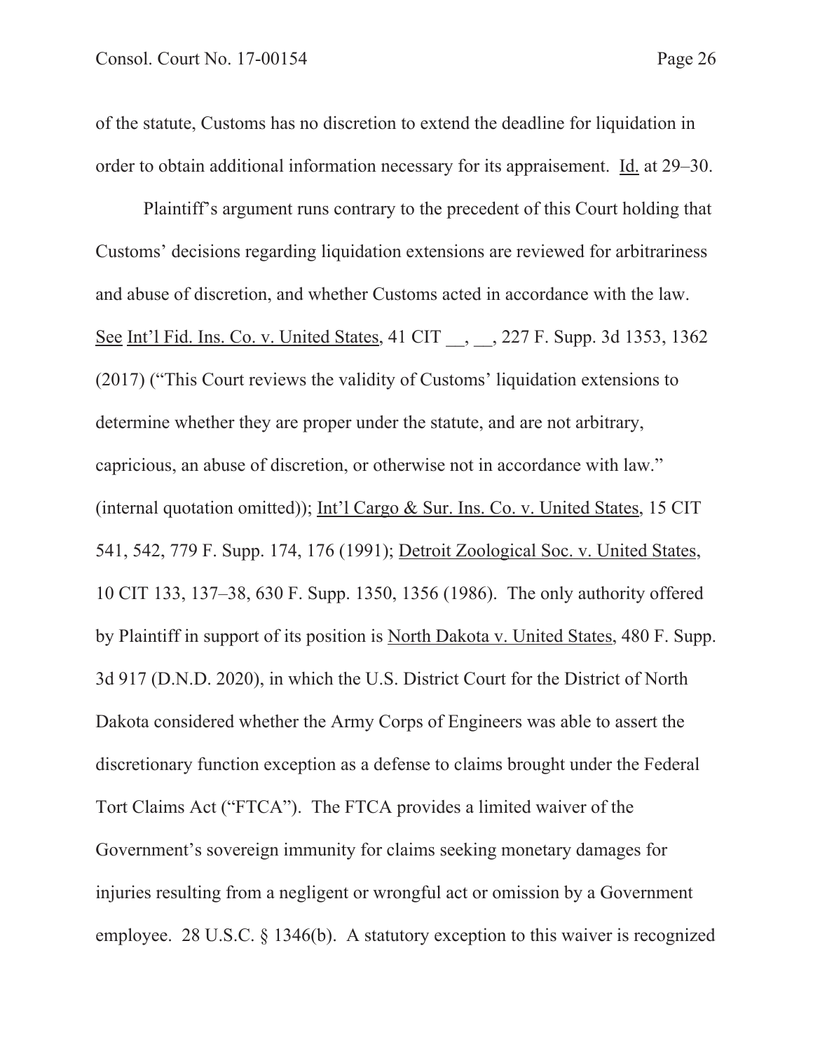of the statute, Customs has no discretion to extend the deadline for liquidation in order to obtain additional information necessary for its appraisement. Id. at 29–30.

Plaintiff's argument runs contrary to the precedent of this Court holding that Customs' decisions regarding liquidation extensions are reviewed for arbitrariness and abuse of discretion, and whether Customs acted in accordance with the law. See Int'l Fid. Ins. Co. v. United States, 41 CIT __, __, 227 F. Supp. 3d 1353, 1362 (2017) ("This Court reviews the validity of Customs' liquidation extensions to determine whether they are proper under the statute, and are not arbitrary, capricious, an abuse of discretion, or otherwise not in accordance with law." (internal quotation omitted)); Int'l Cargo & Sur. Ins. Co. v. United States, 15 CIT 541, 542, 779 F. Supp. 174, 176 (1991); Detroit Zoological Soc. v. United States, 10 CIT 133, 137–38, 630 F. Supp. 1350, 1356 (1986). The only authority offered by Plaintiff in support of its position is North Dakota v. United States, 480 F. Supp. 3d 917 (D.N.D. 2020), in which the U.S. District Court for the District of North Dakota considered whether the Army Corps of Engineers was able to assert the discretionary function exception as a defense to claims brought under the Federal Tort Claims Act ("FTCA"). The FTCA provides a limited waiver of the Government's sovereign immunity for claims seeking monetary damages for injuries resulting from a negligent or wrongful act or omission by a Government employee. 28 U.S.C. § 1346(b). A statutory exception to this waiver is recognized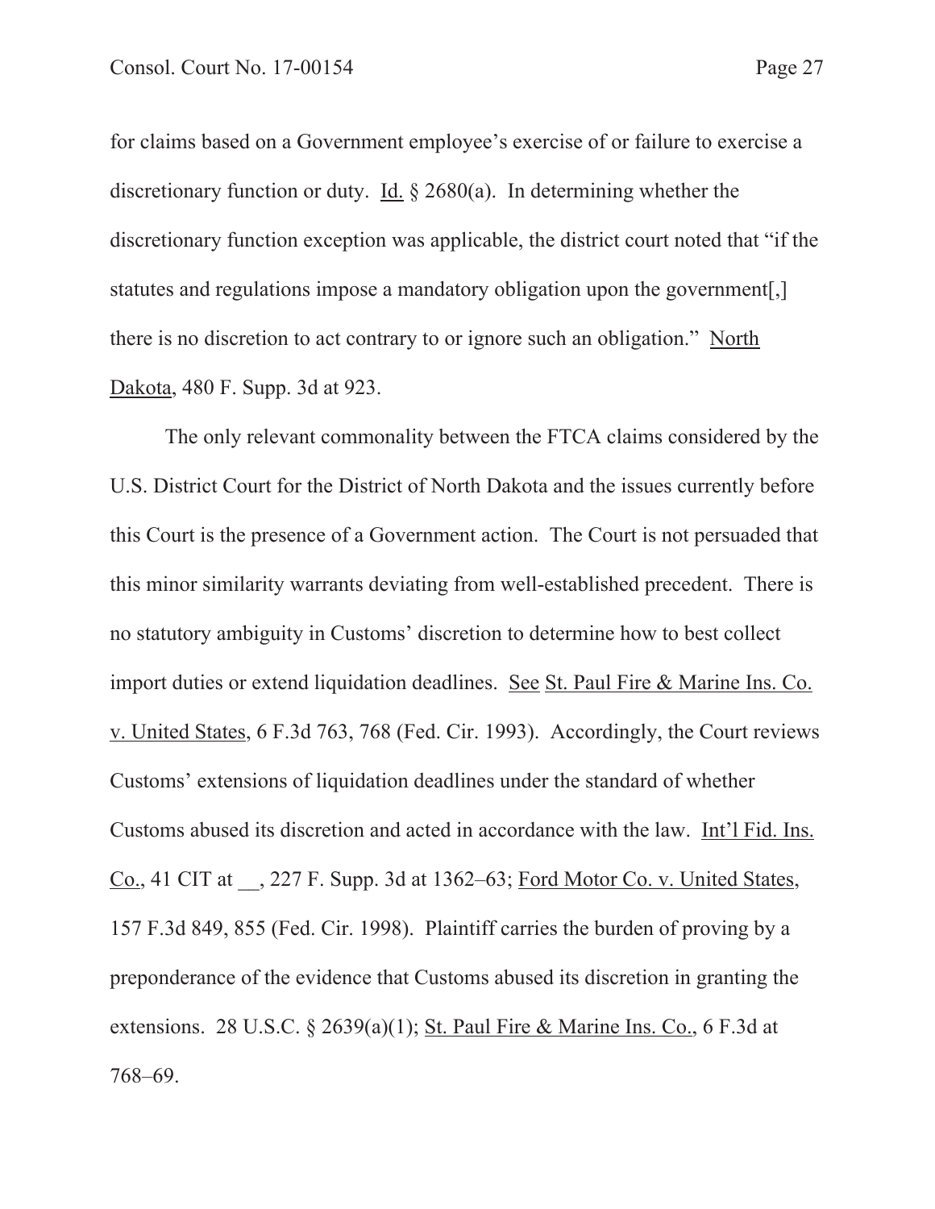for claims based on a Government employee's exercise of or failure to exercise a discretionary function or duty. Id. § 2680(a). In determining whether the discretionary function exception was applicable, the district court noted that "if the statutes and regulations impose a mandatory obligation upon the government[,] there is no discretion to act contrary to or ignore such an obligation." North Dakota, 480 F. Supp. 3d at 923.

The only relevant commonality between the FTCA claims considered by the U.S. District Court for the District of North Dakota and the issues currently before this Court is the presence of a Government action. The Court is not persuaded that this minor similarity warrants deviating from well-established precedent. There is no statutory ambiguity in Customs' discretion to determine how to best collect import duties or extend liquidation deadlines. See St. Paul Fire & Marine Ins. Co. v. United States, 6 F.3d 763, 768 (Fed. Cir. 1993). Accordingly, the Court reviews Customs' extensions of liquidation deadlines under the standard of whether Customs abused its discretion and acted in accordance with the law. Int'l Fid. Ins. Co., 41 CIT at __, 227 F. Supp. 3d at 1362–63; Ford Motor Co. v. United States, 157 F.3d 849, 855 (Fed. Cir. 1998). Plaintiff carries the burden of proving by a preponderance of the evidence that Customs abused its discretion in granting the extensions. 28 U.S.C. § 2639(a)(1); St. Paul Fire & Marine Ins. Co., 6 F.3d at 768–69.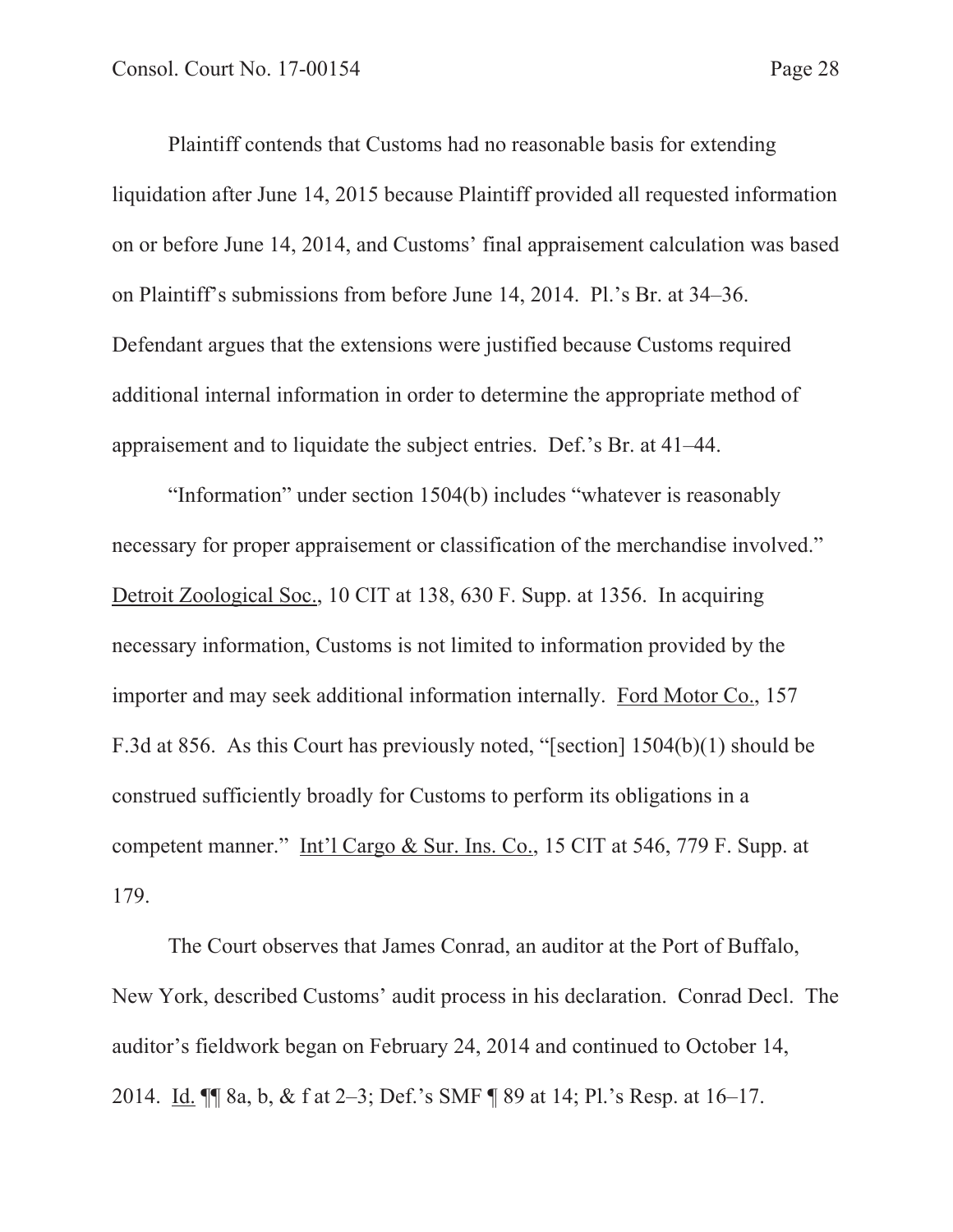Plaintiff contends that Customs had no reasonable basis for extending liquidation after June 14, 2015 because Plaintiff provided all requested information on or before June 14, 2014, and Customs' final appraisement calculation was based on Plaintiff's submissions from before June 14, 2014. Pl.'s Br. at 34–36. Defendant argues that the extensions were justified because Customs required additional internal information in order to determine the appropriate method of appraisement and to liquidate the subject entries. Def.'s Br. at 41–44.

"Information" under section 1504(b) includes "whatever is reasonably necessary for proper appraisement or classification of the merchandise involved." Detroit Zoological Soc., 10 CIT at 138, 630 F. Supp. at 1356. In acquiring necessary information, Customs is not limited to information provided by the importer and may seek additional information internally. Ford Motor Co., 157 F.3d at 856. As this Court has previously noted, "[section] 1504(b)(1) should be construed sufficiently broadly for Customs to perform its obligations in a competent manner." Int'l Cargo & Sur. Ins. Co., 15 CIT at 546, 779 F. Supp. at 179.

The Court observes that James Conrad, an auditor at the Port of Buffalo, New York, described Customs' audit process in his declaration. Conrad Decl. The auditor's fieldwork began on February 24, 2014 and continued to October 14, 2014. Id. ¶¶ 8a, b, & f at 2–3; Def.'s SMF ¶ 89 at 14; Pl.'s Resp. at 16–17.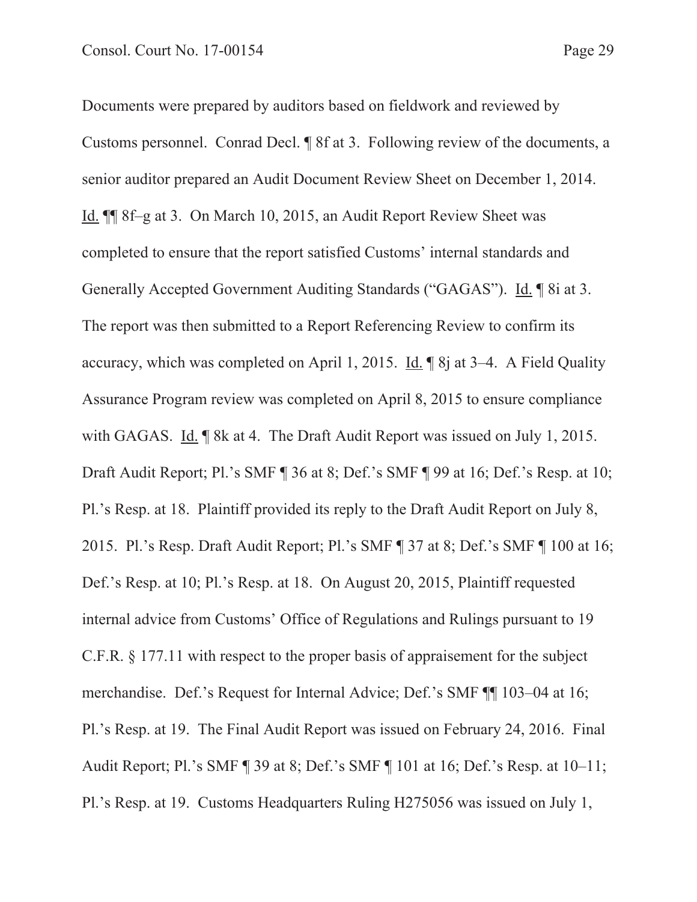Documents were prepared by auditors based on fieldwork and reviewed by Customs personnel. Conrad Decl. ¶ 8f at 3. Following review of the documents, a senior auditor prepared an Audit Document Review Sheet on December 1, 2014. Id. ¶¶ 8f–g at 3. On March 10, 2015, an Audit Report Review Sheet was completed to ensure that the report satisfied Customs' internal standards and Generally Accepted Government Auditing Standards ("GAGAS"). Id. ¶ 8i at 3. The report was then submitted to a Report Referencing Review to confirm its accuracy, which was completed on April 1, 2015. Id. ¶ 8j at 3–4. A Field Quality Assurance Program review was completed on April 8, 2015 to ensure compliance with GAGAS. Id. ¶ 8k at 4. The Draft Audit Report was issued on July 1, 2015. Draft Audit Report; Pl.'s SMF ¶ 36 at 8; Def.'s SMF ¶ 99 at 16; Def.'s Resp. at 10; Pl.'s Resp. at 18. Plaintiff provided its reply to the Draft Audit Report on July 8, 2015. Pl.'s Resp. Draft Audit Report; Pl.'s SMF ¶ 37 at 8; Def.'s SMF ¶ 100 at 16; Def.'s Resp. at 10; Pl.'s Resp. at 18. On August 20, 2015, Plaintiff requested internal advice from Customs' Office of Regulations and Rulings pursuant to 19 C.F.R. § 177.11 with respect to the proper basis of appraisement for the subject merchandise. Def.'s Request for Internal Advice; Def.'s SMF ¶¶ 103–04 at 16; Pl.'s Resp. at 19. The Final Audit Report was issued on February 24, 2016. Final Audit Report; Pl.'s SMF ¶ 39 at 8; Def.'s SMF ¶ 101 at 16; Def.'s Resp. at 10–11; Pl.'s Resp. at 19. Customs Headquarters Ruling H275056 was issued on July 1,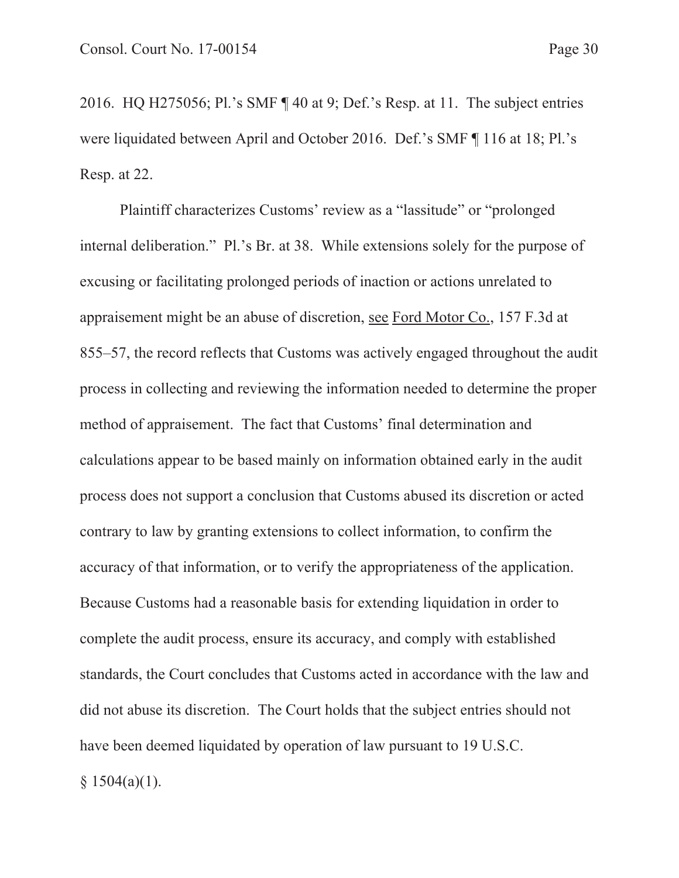2016. HQ H275056; Pl.'s SMF ¶ 40 at 9; Def.'s Resp. at 11. The subject entries were liquidated between April and October 2016. Def.'s SMF ¶ 116 at 18; Pl.'s Resp. at 22.

Plaintiff characterizes Customs' review as a "lassitude" or "prolonged internal deliberation." Pl.'s Br. at 38. While extensions solely for the purpose of excusing or facilitating prolonged periods of inaction or actions unrelated to appraisement might be an abuse of discretion, see Ford Motor Co., 157 F.3d at 855–57, the record reflects that Customs was actively engaged throughout the audit process in collecting and reviewing the information needed to determine the proper method of appraisement. The fact that Customs' final determination and calculations appear to be based mainly on information obtained early in the audit process does not support a conclusion that Customs abused its discretion or acted contrary to law by granting extensions to collect information, to confirm the accuracy of that information, or to verify the appropriateness of the application. Because Customs had a reasonable basis for extending liquidation in order to complete the audit process, ensure its accuracy, and comply with established standards, the Court concludes that Customs acted in accordance with the law and did not abuse its discretion. The Court holds that the subject entries should not have been deemed liquidated by operation of law pursuant to 19 U.S.C. § 1504(a)(1).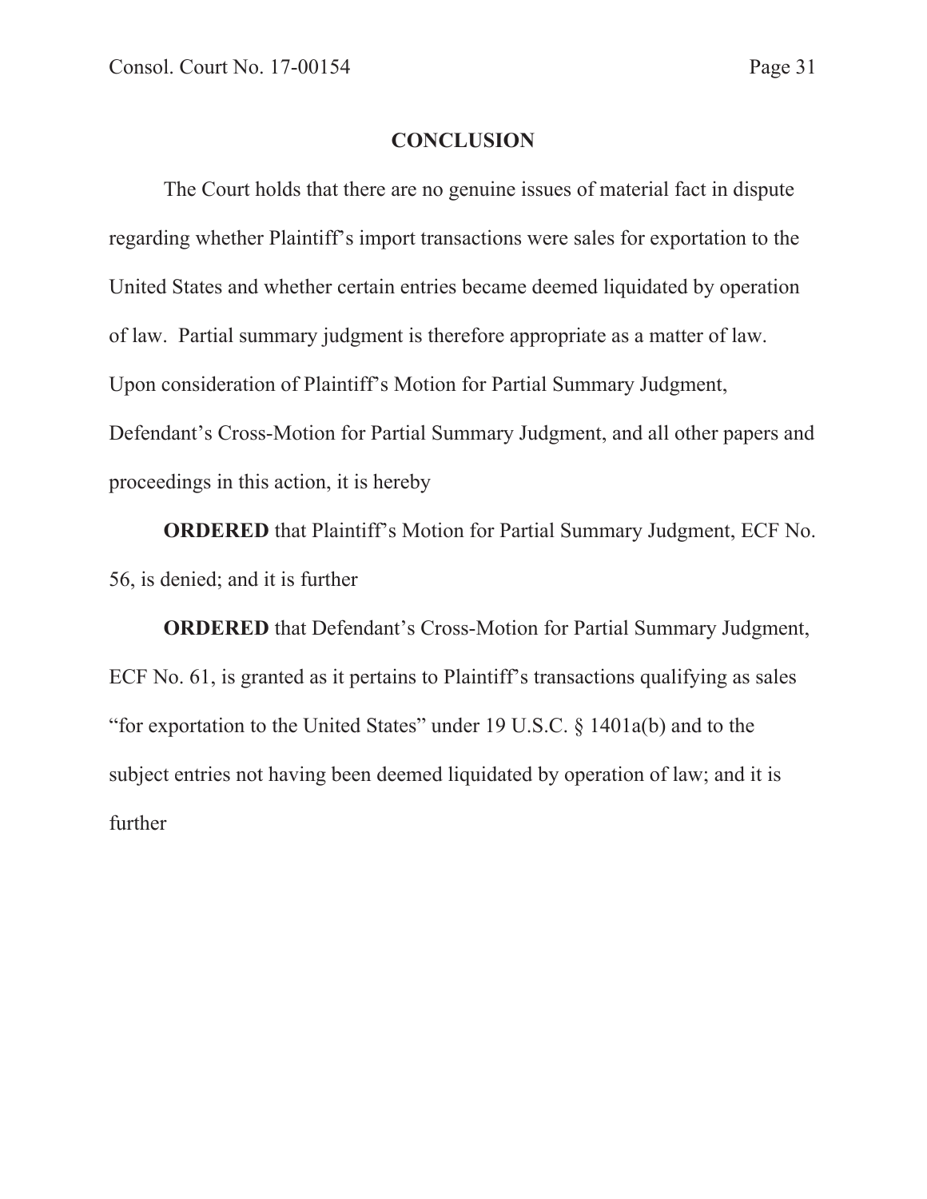## CONCLUSION

The Court holds that there are no genuine issues of material fact in dispute regarding whether Plaintiff's import transactions were sales for exportation to the United States and whether certain entries became deemed liquidated by operation of law. Partial summary judgment is therefore appropriate as a matter of law. Upon consideration of Plaintiff's Motion for Partial Summary Judgment, Defendant's Cross-Motion for Partial Summary Judgment, and all other papers and proceedings in this action, it is hereby

**ORDERED** that Plaintiff's Motion for Partial Summary Judgment, ECF No. 56, is denied; and it is further

**ORDERED** that Defendant's Cross-Motion for Partial Summary Judgment, ECF No. 61, is granted as it pertains to Plaintiff's transactions qualifying as sales "for exportation to the United States" under 19 U.S.C. § 1401a(b) and to the subject entries not having been deemed liquidated by operation of law; and it is further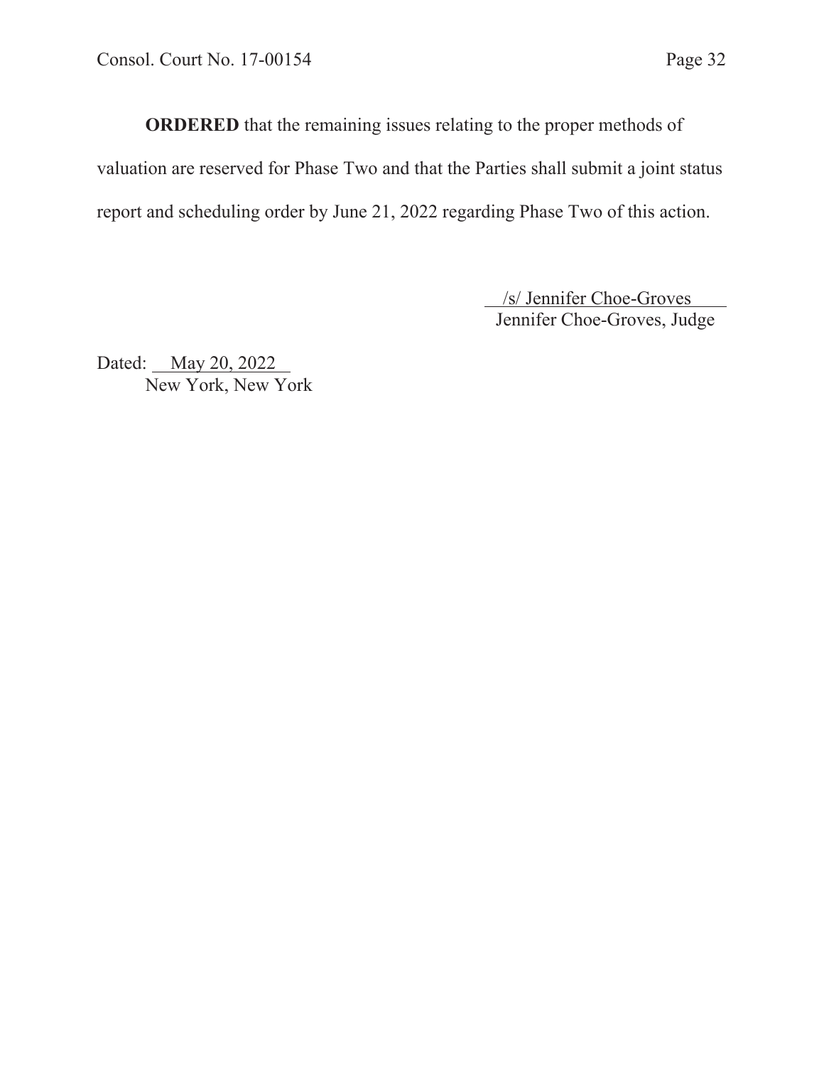**ORDERED** that the remaining issues relating to the proper methods of valuation are reserved for Phase Two and that the Parties shall submit a joint status report and scheduling order by June 21, 2022 regarding Phase Two of this action.

/s/ Jennifer Choe-Groves
Jennifer Choe-Groves, Judge

Dated: May 20, 2022
New York, New York